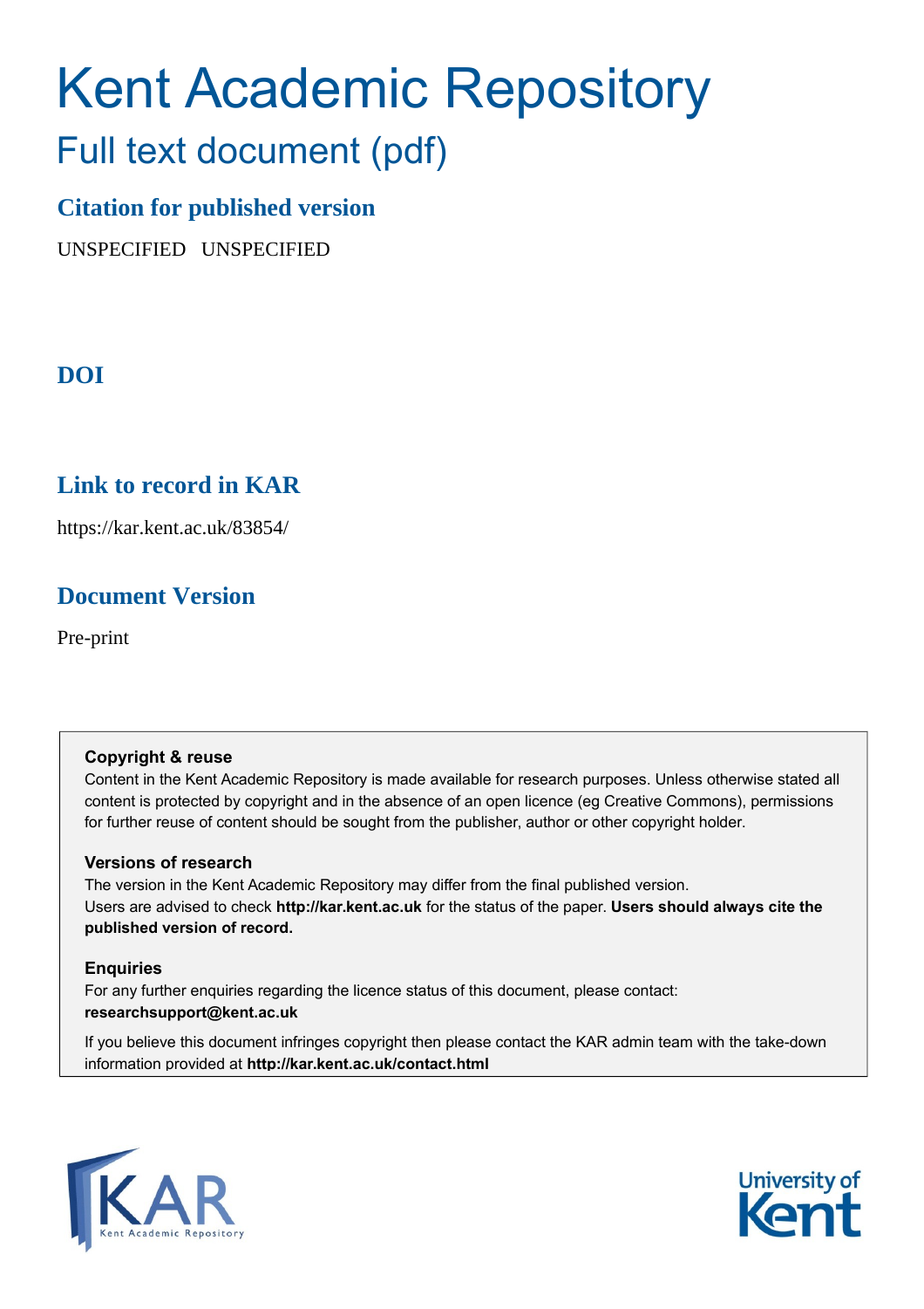# Kent Academic Repository

## Full text document (pdf)

### Citation for published version

UNSPECIFIED UNSPECIFIED

### DOI

### Link to record in KAR

https://kar.kent.ac.uk/83854/

### Document Version

Pre-print

**Copyright & reuse**

Content in the Kent Academic Repository is made available for research purposes. Unless otherwise stated all content is protected by copyright and in the absence of an open licence (eg Creative Commons), permissions for further reuse of content should be sought from the publisher, author or other copyright holder.

**Versions of research**

The version in the Kent Academic Repository may differ from the final published version. Users are advised to check **http://kar.kent.ac.uk** for the status of the paper. **Users should always cite the published version of record.**

**Enquiries**

For any further enquiries regarding the licence status of this document, please contact: **researchsupport@kent.ac.uk**

If you believe this document infringes copyright then please contact the KAR admin team with the take-down information provided at **http://kar.kent.ac.uk/contact.html**

KAR Kent Academic Repository

University of Kent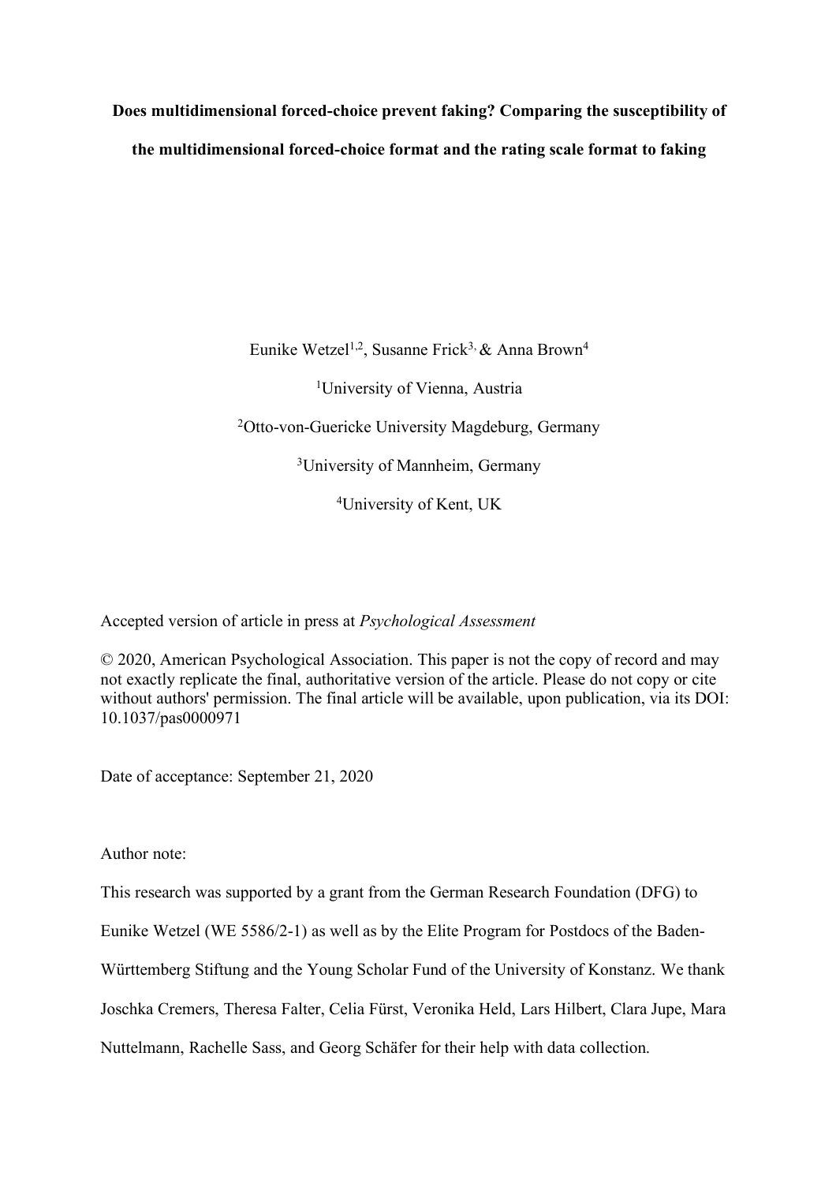**Does multidimensional forced-choice prevent faking? Comparing the susceptibility of the multidimensional forced-choice format and the rating scale format to faking**

Eunike Wetzel[1,2], Susanne Frick[3], & Anna Brown[4]

[1]University of Vienna, Austria

[2]Otto-von-Guericke University Magdeburg, Germany

[3]University of Mannheim, Germany

[4]University of Kent, UK

Accepted version of article in press at *Psychological Assessment*

© 2020, American Psychological Association. This paper is not the copy of record and may not exactly replicate the final, authoritative version of the article. Please do not copy or cite without authors' permission. The final article will be available, upon publication, via its DOI: 10.1037/pas0000971

Date of acceptance: September 21, 2020

Author note:

This research was supported by a grant from the German Research Foundation (DFG) to Eunike Wetzel (WE 5586/2-1) as well as by the Elite Program for Postdocs of the Baden-Württemberg Stiftung and the Young Scholar Fund of the University of Konstanz. We thank Joschka Cremers, Theresa Falter, Celia Fürst, Veronika Held, Lars Hilbert, Clara Jupe, Mara Nuttelmann, Rachelle Sass, and Georg Schäfer for their help with data collection.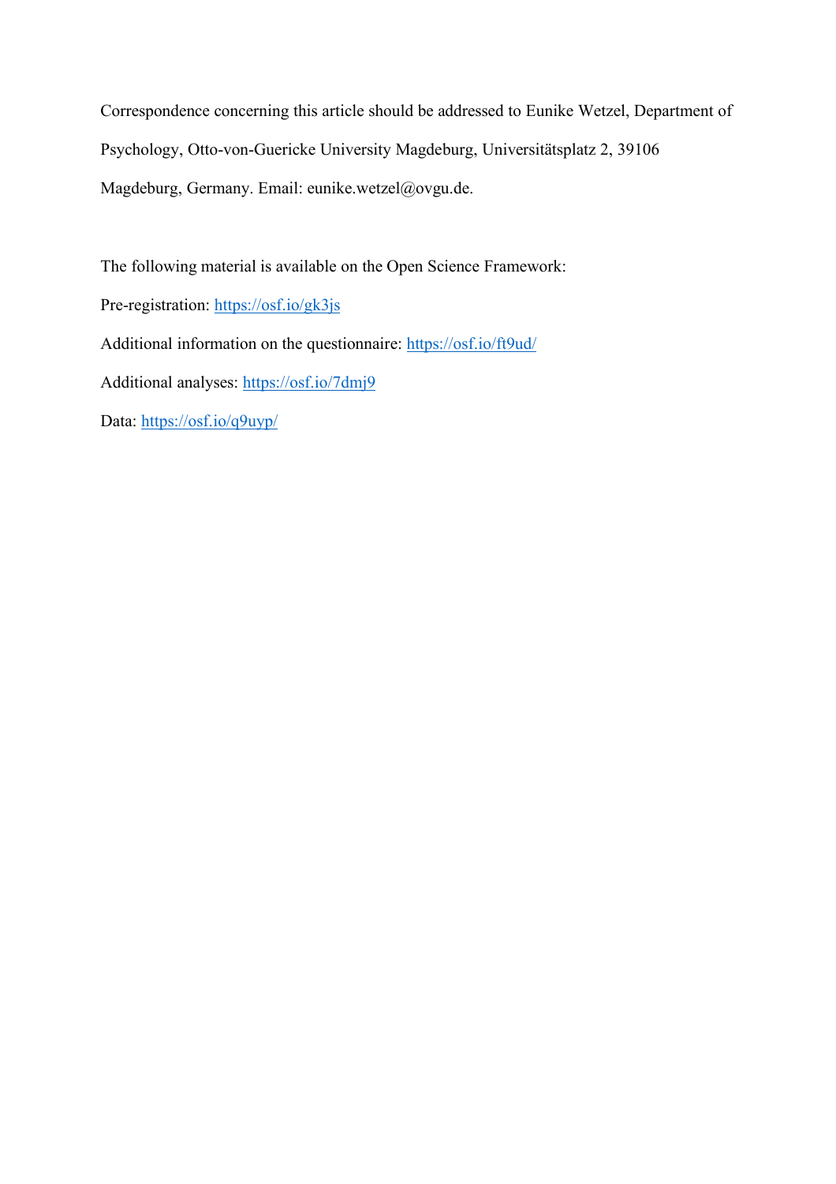Correspondence concerning this article should be addressed to Eunike Wetzel, Department of Psychology, Otto-von-Guericke University Magdeburg, Universitätsplatz 2, 39106 Magdeburg, Germany. Email: eunike.wetzel@ovgu.de.

The following material is available on the Open Science Framework:

Pre-registration: https://osf.io/gk3js

Additional information on the questionnaire: https://osf.io/ft9ud/

Additional analyses: https://osf.io/7dmj9

Data: https://osf.io/q9uyp/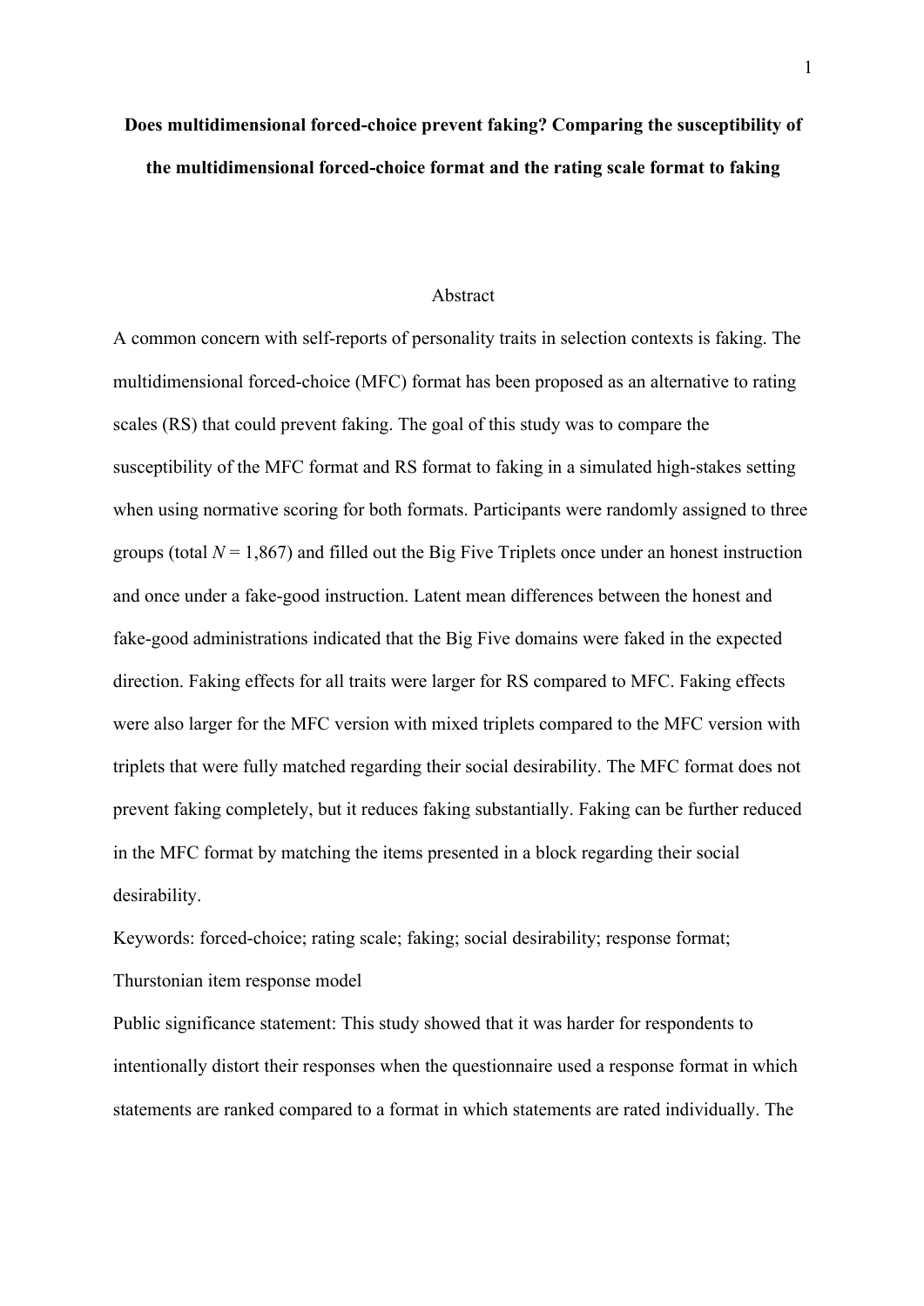**Does multidimensional forced-choice prevent faking? Comparing the susceptibility of the multidimensional forced-choice format and the rating scale format to faking**

Abstract

A common concern with self-reports of personality traits in selection contexts is faking. The multidimensional forced-choice (MFC) format has been proposed as an alternative to rating scales (RS) that could prevent faking. The goal of this study was to compare the susceptibility of the MFC format and RS format to faking in a simulated high-stakes setting when using normative scoring for both formats. Participants were randomly assigned to three groups (total $N$ = 1,867) and filled out the Big Five Triplets once under an honest instruction and once under a fake-good instruction. Latent mean differences between the honest and fake-good administrations indicated that the Big Five domains were faked in the expected direction. Faking effects for all traits were larger for RS compared to MFC. Faking effects were also larger for the MFC version with mixed triplets compared to the MFC version with triplets that were fully matched regarding their social desirability. The MFC format does not prevent faking completely, but it reduces faking substantially. Faking can be further reduced in the MFC format by matching the items presented in a block regarding their social desirability.

Keywords: forced-choice; rating scale; faking; social desirability; response format; Thurstonian item response model

Public significance statement: This study showed that it was harder for respondents to intentionally distort their responses when the questionnaire used a response format in which statements are ranked compared to a format in which statements are rated individually. The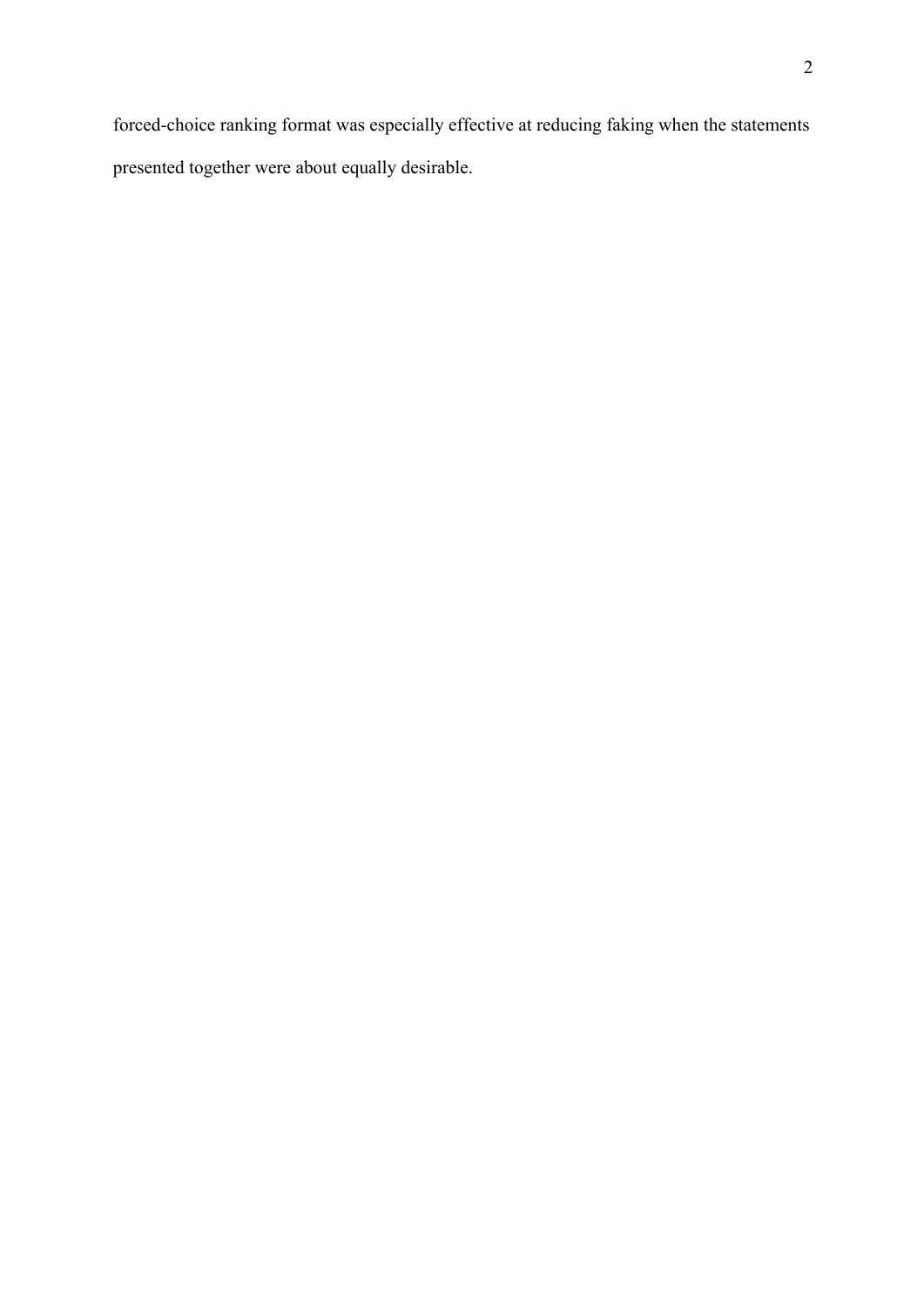forced-choice ranking format was especially effective at reducing faking when the statements presented together were about equally desirable.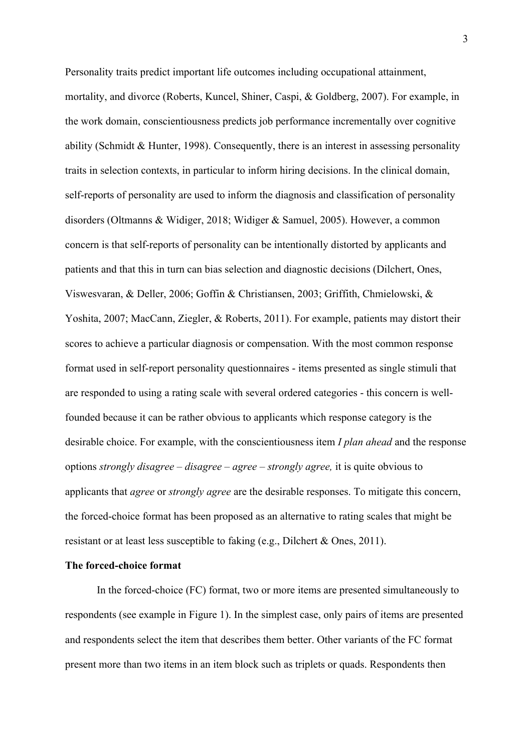Personality traits predict important life outcomes including occupational attainment, mortality, and divorce (Roberts, Kuncel, Shiner, Caspi, & Goldberg, 2007). For example, in the work domain, conscientiousness predicts job performance incrementally over cognitive ability (Schmidt & Hunter, 1998). Consequently, there is an interest in assessing personality traits in selection contexts, in particular to inform hiring decisions. In the clinical domain, self-reports of personality are used to inform the diagnosis and classification of personality disorders (Oltmanns & Widiger, 2018; Widiger & Samuel, 2005). However, a common concern is that self-reports of personality can be intentionally distorted by applicants and patients and that this in turn can bias selection and diagnostic decisions (Dilchert, Ones, Viswesvaran, & Deller, 2006; Goffin & Christiansen, 2003; Griffith, Chmielowski, & Yoshita, 2007; MacCann, Ziegler, & Roberts, 2011). For example, patients may distort their scores to achieve a particular diagnosis or compensation. With the most common response format used in self-report personality questionnaires - items presented as single stimuli that are responded to using a rating scale with several ordered categories - this concern is well-founded because it can be rather obvious to applicants which response category is the desirable choice. For example, with the conscientiousness item *I plan ahead* and the response options *strongly disagree – disagree – agree – strongly agree,* it is quite obvious to applicants that *agree* or *strongly agree* are the desirable responses. To mitigate this concern, the forced-choice format has been proposed as an alternative to rating scales that might be resistant or at least less susceptible to faking (e.g., Dilchert & Ones, 2011).

**The forced-choice format**

In the forced-choice (FC) format, two or more items are presented simultaneously to respondents (see example in Figure 1). In the simplest case, only pairs of items are presented and respondents select the item that describes them better. Other variants of the FC format present more than two items in an item block such as triplets or quads. Respondents then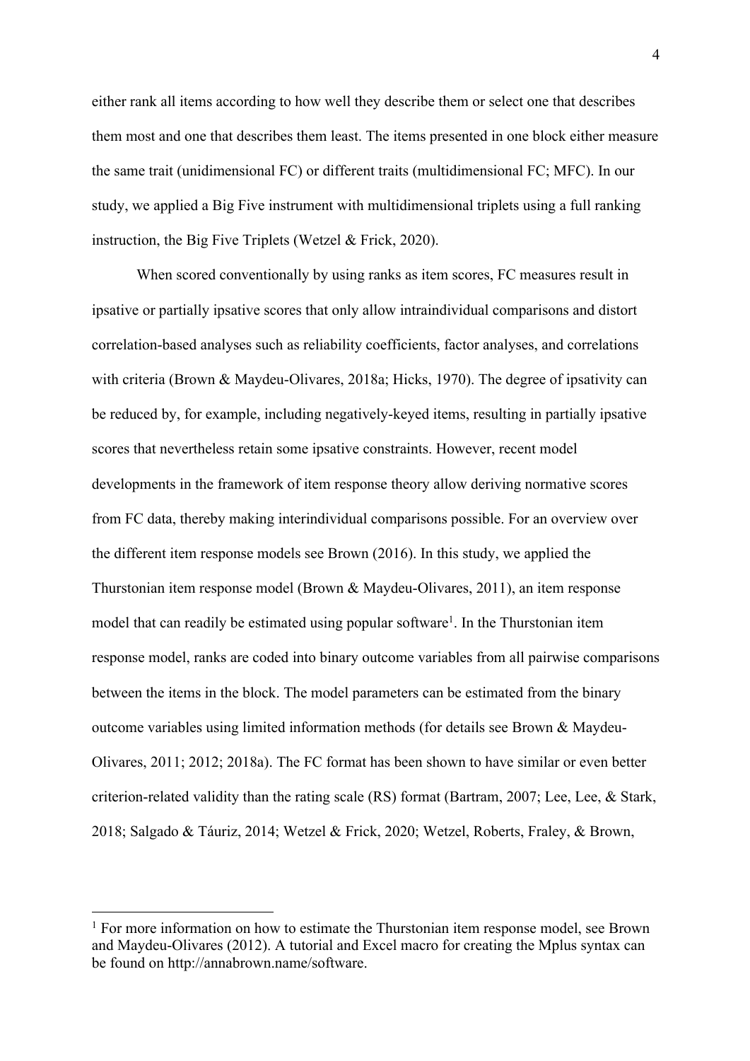either rank all items according to how well they describe them or select one that describes them most and one that describes them least. The items presented in one block either measure the same trait (unidimensional FC) or different traits (multidimensional FC; MFC). In our study, we applied a Big Five instrument with multidimensional triplets using a full ranking instruction, the Big Five Triplets (Wetzel & Frick, 2020).

When scored conventionally by using ranks as item scores, FC measures result in ipsative or partially ipsative scores that only allow intraindividual comparisons and distort correlation-based analyses such as reliability coefficients, factor analyses, and correlations with criteria (Brown & Maydeu-Olivares, 2018a; Hicks, 1970). The degree of ipsativity can be reduced by, for example, including negatively-keyed items, resulting in partially ipsative scores that nevertheless retain some ipsative constraints. However, recent model developments in the framework of item response theory allow deriving normative scores from FC data, thereby making interindividual comparisons possible. For an overview over the different item response models see Brown (2016). In this study, we applied the Thurstonian item response model (Brown & Maydeu-Olivares, 2011), an item response model that can readily be estimated using popular software[1]. In the Thurstonian item response model, ranks are coded into binary outcome variables from all pairwise comparisons between the items in the block. The model parameters can be estimated from the binary outcome variables using limited information methods (for details see Brown & Maydeu-Olivares, 2011; 2012; 2018a). The FC format has been shown to have similar or even better criterion-related validity than the rating scale (RS) format (Bartram, 2007; Lee, Lee, & Stark, 2018; Salgado & Táuriz, 2014; Wetzel & Frick, 2020; Wetzel, Roberts, Fraley, & Brown,

[1] For more information on how to estimate the Thurstonian item response model, see Brown and Maydeu-Olivares (2012). A tutorial and Excel macro for creating the Mplus syntax can be found on http://annabrown.name/software.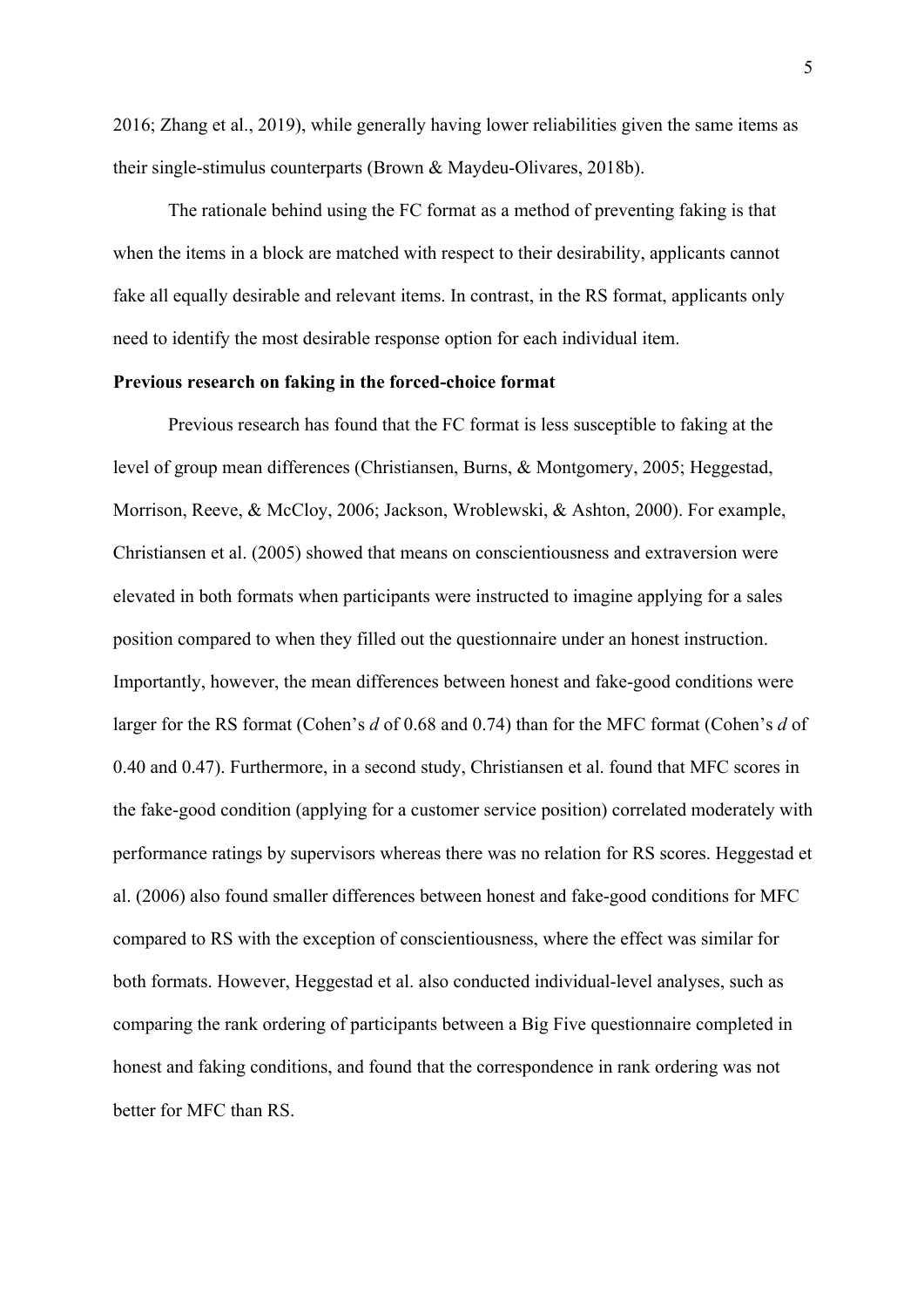2016; Zhang et al., 2019), while generally having lower reliabilities given the same items as their single-stimulus counterparts (Brown & Maydeu-Olivares, 2018b).

The rationale behind using the FC format as a method of preventing faking is that when the items in a block are matched with respect to their desirability, applicants cannot fake all equally desirable and relevant items. In contrast, in the RS format, applicants only need to identify the most desirable response option for each individual item.

**Previous research on faking in the forced-choice format**

Previous research has found that the FC format is less susceptible to faking at the level of group mean differences (Christiansen, Burns, & Montgomery, 2005; Heggestad, Morrison, Reeve, & McCloy, 2006; Jackson, Wroblewski, & Ashton, 2000). For example, Christiansen et al. (2005) showed that means on conscientiousness and extraversion were elevated in both formats when participants were instructed to imagine applying for a sales position compared to when they filled out the questionnaire under an honest instruction. Importantly, however, the mean differences between honest and fake-good conditions were larger for the RS format (Cohen's *d* of 0.68 and 0.74) than for the MFC format (Cohen's *d* of 0.40 and 0.47). Furthermore, in a second study, Christiansen et al. found that MFC scores in the fake-good condition (applying for a customer service position) correlated moderately with performance ratings by supervisors whereas there was no relation for RS scores. Heggestad et al. (2006) also found smaller differences between honest and fake-good conditions for MFC compared to RS with the exception of conscientiousness, where the effect was similar for both formats. However, Heggestad et al. also conducted individual-level analyses, such as comparing the rank ordering of participants between a Big Five questionnaire completed in honest and faking conditions, and found that the correspondence in rank ordering was not better for MFC than RS.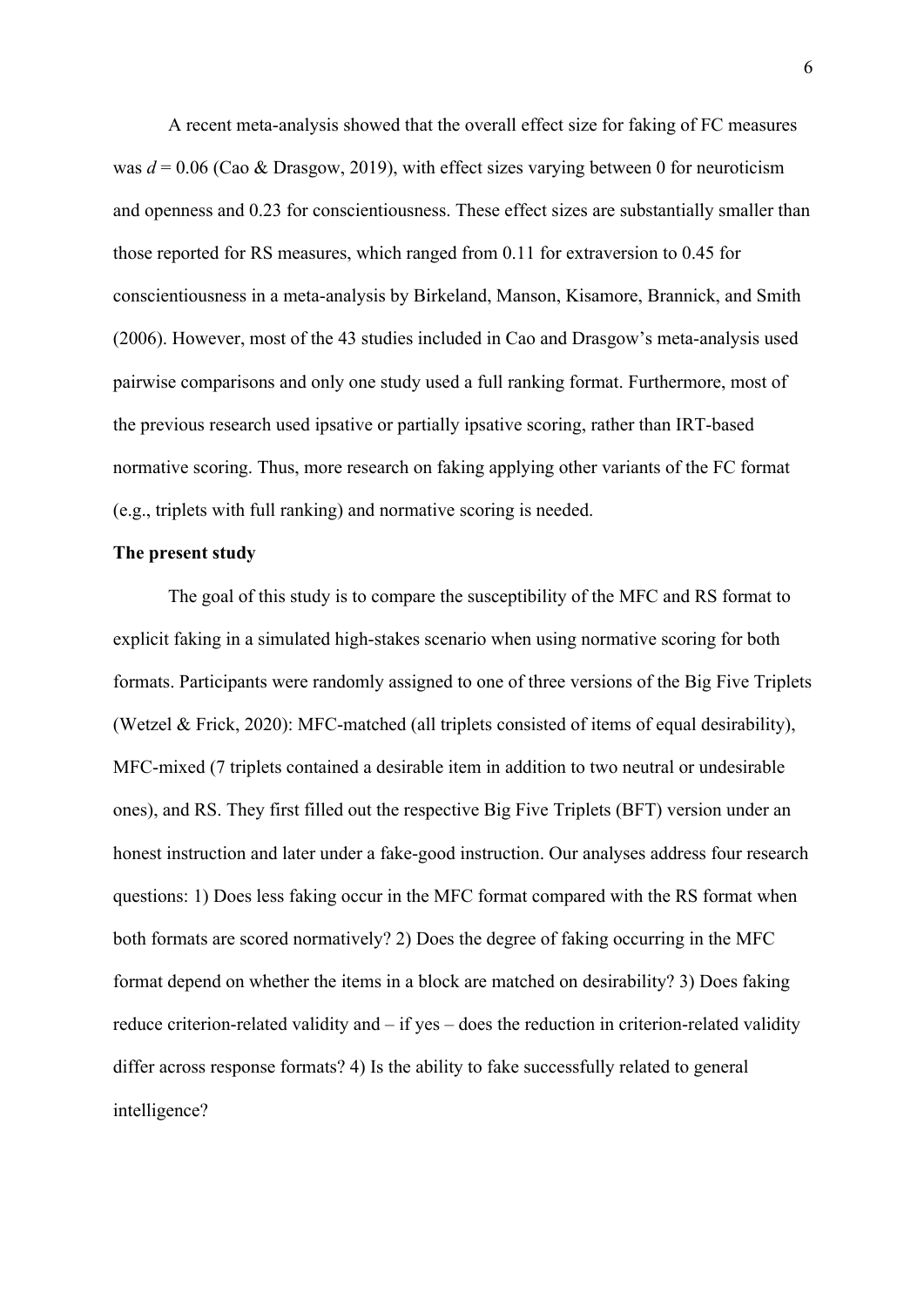A recent meta-analysis showed that the overall effect size for faking of FC measures was $d = 0.06$ (Cao & Drasgow, 2019), with effect sizes varying between 0 for neuroticism and openness and 0.23 for conscientiousness. These effect sizes are substantially smaller than those reported for RS measures, which ranged from 0.11 for extraversion to 0.45 for conscientiousness in a meta-analysis by Birkeland, Manson, Kisamore, Brannick, and Smith (2006). However, most of the 43 studies included in Cao and Drasgow's meta-analysis used pairwise comparisons and only one study used a full ranking format. Furthermore, most of the previous research used ipsative or partially ipsative scoring, rather than IRT-based normative scoring. Thus, more research on faking applying other variants of the FC format (e.g., triplets with full ranking) and normative scoring is needed.

**The present study**

The goal of this study is to compare the susceptibility of the MFC and RS format to explicit faking in a simulated high-stakes scenario when using normative scoring for both formats. Participants were randomly assigned to one of three versions of the Big Five Triplets (Wetzel & Frick, 2020): MFC-matched (all triplets consisted of items of equal desirability), MFC-mixed (7 triplets contained a desirable item in addition to two neutral or undesirable ones), and RS. They first filled out the respective Big Five Triplets (BFT) version under an honest instruction and later under a fake-good instruction. Our analyses address four research questions: 1) Does less faking occur in the MFC format compared with the RS format when both formats are scored normatively? 2) Does the degree of faking occurring in the MFC format depend on whether the items in a block are matched on desirability? 3) Does faking reduce criterion-related validity and – if yes – does the reduction in criterion-related validity differ across response formats? 4) Is the ability to fake successfully related to general intelligence?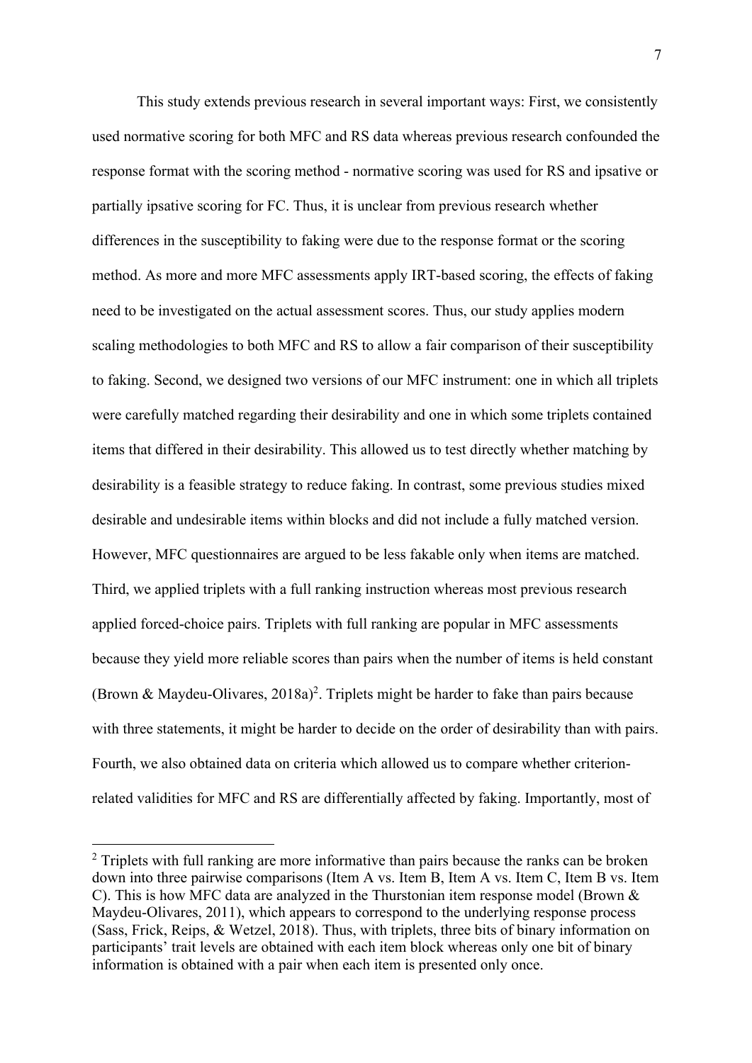This study extends previous research in several important ways: First, we consistently used normative scoring for both MFC and RS data whereas previous research confounded the response format with the scoring method - normative scoring was used for RS and ipsative or partially ipsative scoring for FC. Thus, it is unclear from previous research whether differences in the susceptibility to faking were due to the response format or the scoring method. As more and more MFC assessments apply IRT-based scoring, the effects of faking need to be investigated on the actual assessment scores. Thus, our study applies modern scaling methodologies to both MFC and RS to allow a fair comparison of their susceptibility to faking. Second, we designed two versions of our MFC instrument: one in which all triplets were carefully matched regarding their desirability and one in which some triplets contained items that differed in their desirability. This allowed us to test directly whether matching by desirability is a feasible strategy to reduce faking. In contrast, some previous studies mixed desirable and undesirable items within blocks and did not include a fully matched version. However, MFC questionnaires are argued to be less fakable only when items are matched. Third, we applied triplets with a full ranking instruction whereas most previous research applied forced-choice pairs. Triplets with full ranking are popular in MFC assessments because they yield more reliable scores than pairs when the number of items is held constant (Brown & Maydeu-Olivares, 2018a)[2]. Triplets might be harder to fake than pairs because with three statements, it might be harder to decide on the order of desirability than with pairs. Fourth, we also obtained data on criteria which allowed us to compare whether criterion-related validities for MFC and RS are differentially affected by faking. Importantly, most of

---

[2] Triplets with full ranking are more informative than pairs because the ranks can be broken down into three pairwise comparisons (Item A vs. Item B, Item A vs. Item C, Item B vs. Item C). This is how MFC data are analyzed in the Thurstonian item response model (Brown & Maydeu-Olivares, 2011), which appears to correspond to the underlying response process (Sass, Frick, Reips, & Wetzel, 2018). Thus, with triplets, three bits of binary information on participants' trait levels are obtained with each item block whereas only one bit of binary information is obtained with a pair when each item is presented only once.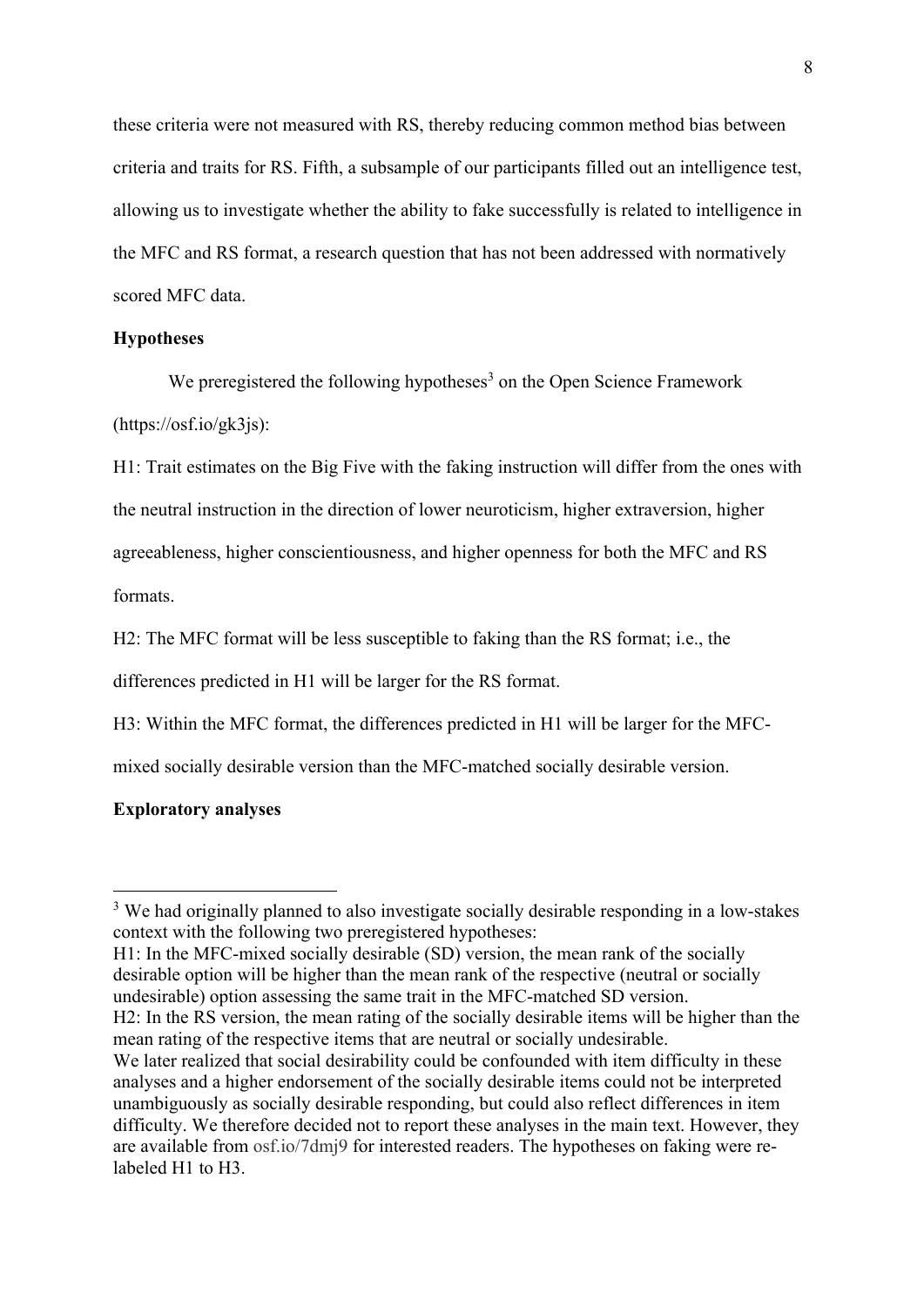these criteria were not measured with RS, thereby reducing common method bias between criteria and traits for RS. Fifth, a subsample of our participants filled out an intelligence test, allowing us to investigate whether the ability to fake successfully is related to intelligence in the MFC and RS format, a research question that has not been addressed with normatively scored MFC data.

**Hypotheses**

We preregistered the following hypotheses[3] on the Open Science Framework (https://osf.io/gk3js):

H1: Trait estimates on the Big Five with the faking instruction will differ from the ones with the neutral instruction in the direction of lower neuroticism, higher extraversion, higher agreeableness, higher conscientiousness, and higher openness for both the MFC and RS formats.

H2: The MFC format will be less susceptible to faking than the RS format; i.e., the differences predicted in H1 will be larger for the RS format.

H3: Within the MFC format, the differences predicted in H1 will be larger for the MFC-mixed socially desirable version than the MFC-matched socially desirable version.

**Exploratory analyses**

---

[3] We had originally planned to also investigate socially desirable responding in a low-stakes context with the following two preregistered hypotheses:

H1: In the MFC-mixed socially desirable (SD) version, the mean rank of the socially desirable option will be higher than the mean rank of the respective (neutral or socially undesirable) option assessing the same trait in the MFC-matched SD version.

H2: In the RS version, the mean rating of the socially desirable items will be higher than the mean rating of the respective items that are neutral or socially undesirable.

We later realized that social desirability could be confounded with item difficulty in these analyses and a higher endorsement of the socially desirable items could not be interpreted unambiguously as socially desirable responding, but could also reflect differences in item difficulty. We therefore decided not to report these analyses in the main text. However, they are available from osf.io/7dmj9 for interested readers. The hypotheses on faking were re-labeled H1 to H3.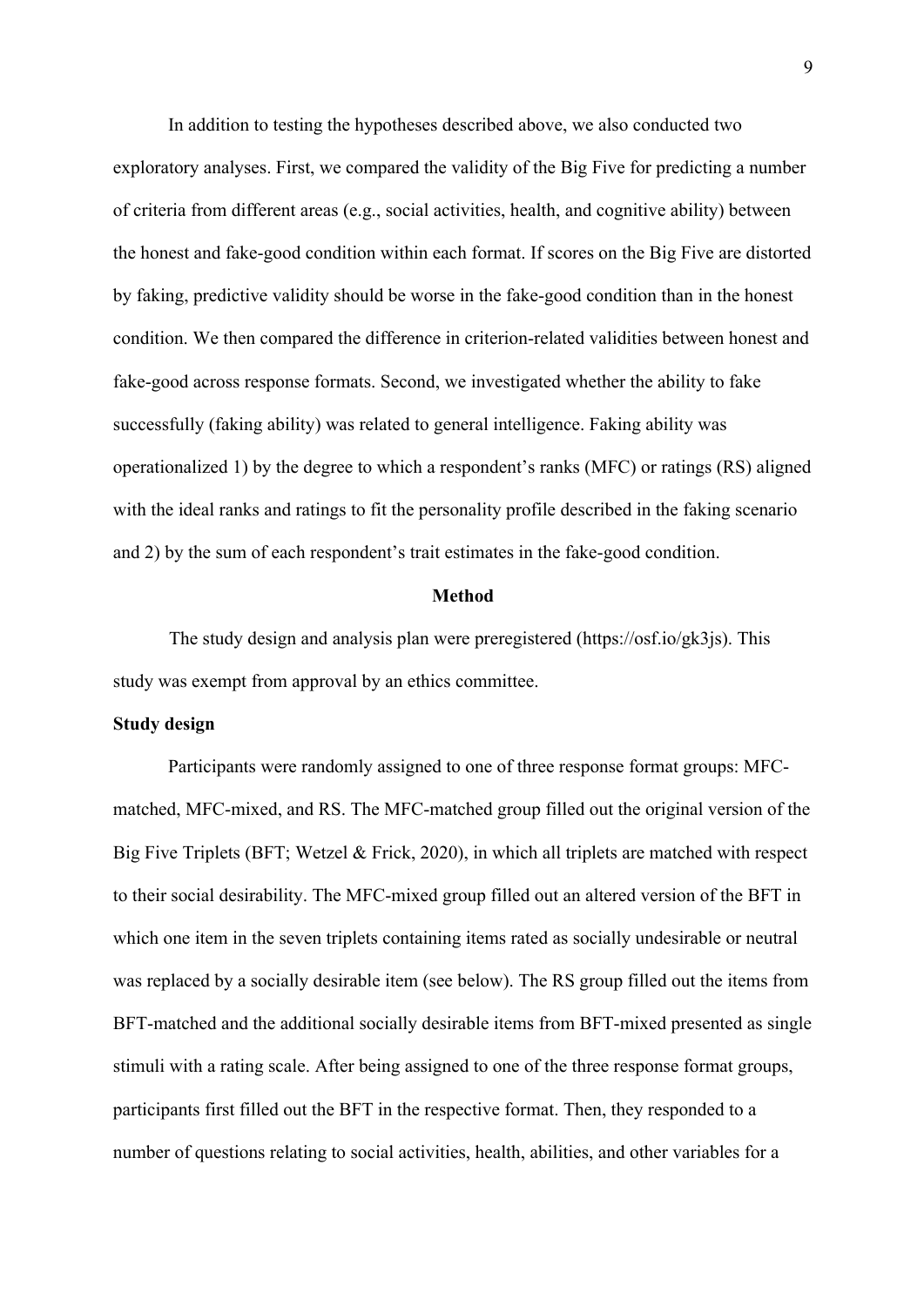In addition to testing the hypotheses described above, we also conducted two exploratory analyses. First, we compared the validity of the Big Five for predicting a number of criteria from different areas (e.g., social activities, health, and cognitive ability) between the honest and fake-good condition within each format. If scores on the Big Five are distorted by faking, predictive validity should be worse in the fake-good condition than in the honest condition. We then compared the difference in criterion-related validities between honest and fake-good across response formats. Second, we investigated whether the ability to fake successfully (faking ability) was related to general intelligence. Faking ability was operationalized 1) by the degree to which a respondent's ranks (MFC) or ratings (RS) aligned with the ideal ranks and ratings to fit the personality profile described in the faking scenario and 2) by the sum of each respondent's trait estimates in the fake-good condition.

# Method

The study design and analysis plan were preregistered (https://osf.io/gk3js). This study was exempt from approval by an ethics committee.

## Study design

Participants were randomly assigned to one of three response format groups: MFC-matched, MFC-mixed, and RS. The MFC-matched group filled out the original version of the Big Five Triplets (BFT; Wetzel & Frick, 2020), in which all triplets are matched with respect to their social desirability. The MFC-mixed group filled out an altered version of the BFT in which one item in the seven triplets containing items rated as socially undesirable or neutral was replaced by a socially desirable item (see below). The RS group filled out the items from BFT-matched and the additional socially desirable items from BFT-mixed presented as single stimuli with a rating scale. After being assigned to one of the three response format groups, participants first filled out the BFT in the respective format. Then, they responded to a number of questions relating to social activities, health, abilities, and other variables for a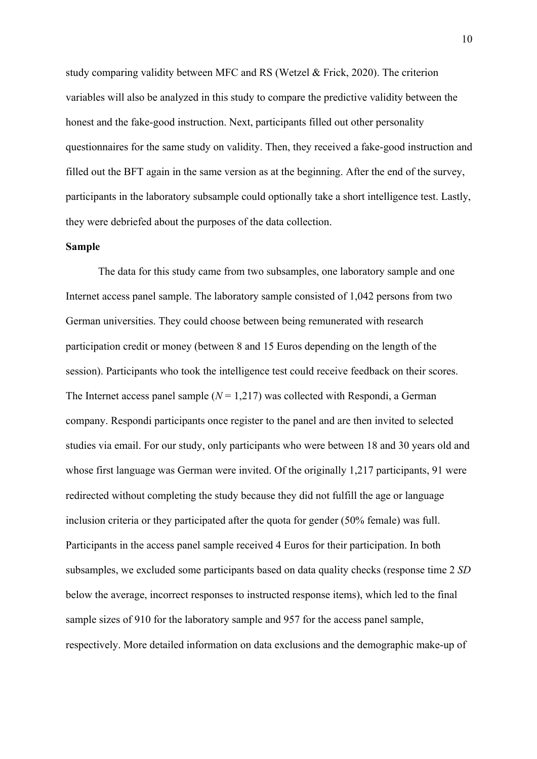study comparing validity between MFC and RS (Wetzel & Frick, 2020). The criterion variables will also be analyzed in this study to compare the predictive validity between the honest and the fake-good instruction. Next, participants filled out other personality questionnaires for the same study on validity. Then, they received a fake-good instruction and filled out the BFT again in the same version as at the beginning. After the end of the survey, participants in the laboratory subsample could optionally take a short intelligence test. Lastly, they were debriefed about the purposes of the data collection.

**Sample**

The data for this study came from two subsamples, one laboratory sample and one Internet access panel sample. The laboratory sample consisted of 1,042 persons from two German universities. They could choose between being remunerated with research participation credit or money (between 8 and 15 Euros depending on the length of the session). Participants who took the intelligence test could receive feedback on their scores. The Internet access panel sample (*N* = 1,217) was collected with Respondi, a German company. Respondi participants once register to the panel and are then invited to selected studies via email. For our study, only participants who were between 18 and 30 years old and whose first language was German were invited. Of the originally 1,217 participants, 91 were redirected without completing the study because they did not fulfill the age or language inclusion criteria or they participated after the quota for gender (50% female) was full. Participants in the access panel sample received 4 Euros for their participation. In both subsamples, we excluded some participants based on data quality checks (response time 2 *SD* below the average, incorrect responses to instructed response items), which led to the final sample sizes of 910 for the laboratory sample and 957 for the access panel sample, respectively. More detailed information on data exclusions and the demographic make-up of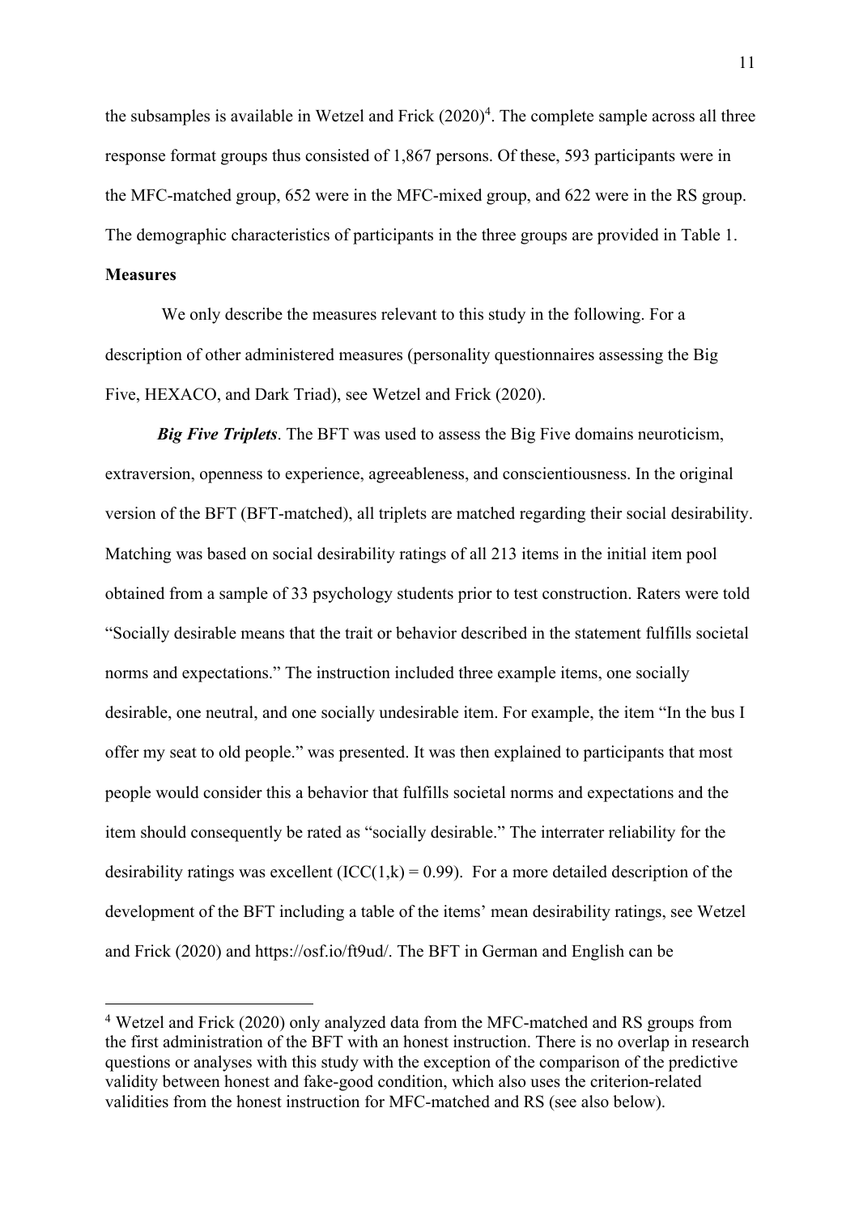the subsamples is available in Wetzel and Frick (2020)[4]. The complete sample across all three response format groups thus consisted of 1,867 persons. Of these, 593 participants were in the MFC-matched group, 652 were in the MFC-mixed group, and 622 were in the RS group. The demographic characteristics of participants in the three groups are provided in Table 1.

## Measures

We only describe the measures relevant to this study in the following. For a description of other administered measures (personality questionnaires assessing the Big Five, HEXACO, and Dark Triad), see Wetzel and Frick (2020).

***Big Five Triplets***. The BFT was used to assess the Big Five domains neuroticism, extraversion, openness to experience, agreeableness, and conscientiousness. In the original version of the BFT (BFT-matched), all triplets are matched regarding their social desirability. Matching was based on social desirability ratings of all 213 items in the initial item pool obtained from a sample of 33 psychology students prior to test construction. Raters were told "Socially desirable means that the trait or behavior described in the statement fulfills societal norms and expectations." The instruction included three example items, one socially desirable, one neutral, and one socially undesirable item. For example, the item "In the bus I offer my seat to old people." was presented. It was then explained to participants that most people would consider this a behavior that fulfills societal norms and expectations and the item should consequently be rated as "socially desirable." The interrater reliability for the desirability ratings was excellent (ICC(1,k) = 0.99). For a more detailed description of the development of the BFT including a table of the items' mean desirability ratings, see Wetzel and Frick (2020) and https://osf.io/ft9ud/. The BFT in German and English can be

[4] Wetzel and Frick (2020) only analyzed data from the MFC-matched and RS groups from the first administration of the BFT with an honest instruction. There is no overlap in research questions or analyses with this study with the exception of the comparison of the predictive validity between honest and fake-good condition, which also uses the criterion-related validities from the honest instruction for MFC-matched and RS (see also below).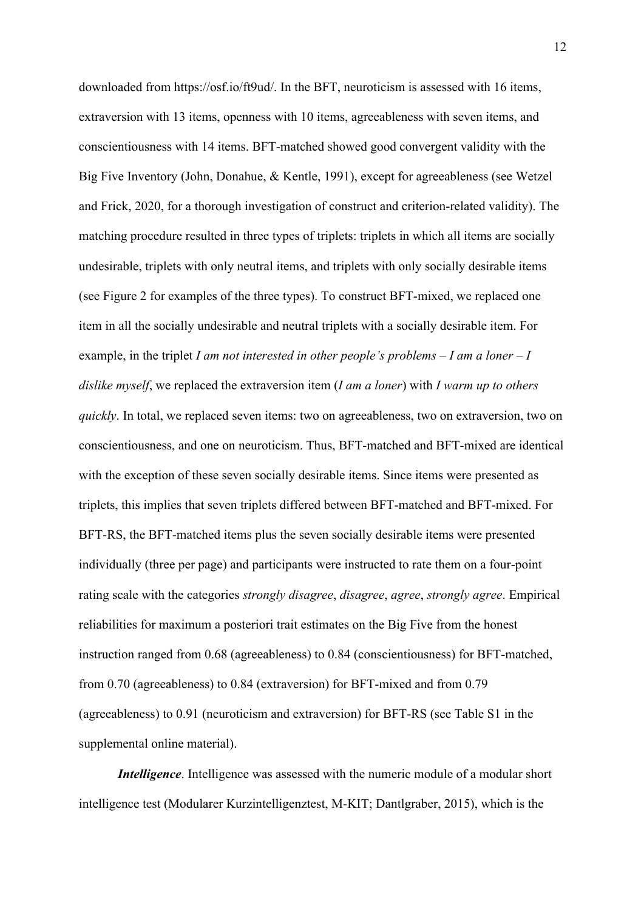downloaded from https://osf.io/ft9ud/. In the BFT, neuroticism is assessed with 16 items, extraversion with 13 items, openness with 10 items, agreeableness with seven items, and conscientiousness with 14 items. BFT-matched showed good convergent validity with the Big Five Inventory (John, Donahue, & Kentle, 1991), except for agreeableness (see Wetzel and Frick, 2020, for a thorough investigation of construct and criterion-related validity). The matching procedure resulted in three types of triplets: triplets in which all items are socially undesirable, triplets with only neutral items, and triplets with only socially desirable items (see Figure 2 for examples of the three types). To construct BFT-mixed, we replaced one item in all the socially undesirable and neutral triplets with a socially desirable item. For example, in the triplet *I am not interested in other people's problems – I am a loner – I dislike myself*, we replaced the extraversion item (*I am a loner*) with *I warm up to others quickly*. In total, we replaced seven items: two on agreeableness, two on extraversion, two on conscientiousness, and one on neuroticism. Thus, BFT-matched and BFT-mixed are identical with the exception of these seven socially desirable items. Since items were presented as triplets, this implies that seven triplets differed between BFT-matched and BFT-mixed. For BFT-RS, the BFT-matched items plus the seven socially desirable items were presented individually (three per page) and participants were instructed to rate them on a four-point rating scale with the categories *strongly disagree*, *disagree*, *agree*, *strongly agree*. Empirical reliabilities for maximum a posteriori trait estimates on the Big Five from the honest instruction ranged from 0.68 (agreeableness) to 0.84 (conscientiousness) for BFT-matched, from 0.70 (agreeableness) to 0.84 (extraversion) for BFT-mixed and from 0.79 (agreeableness) to 0.91 (neuroticism and extraversion) for BFT-RS (see Table S1 in the supplemental online material).

***Intelligence***. Intelligence was assessed with the numeric module of a modular short intelligence test (Modularer Kurzintelligenztest, M-KIT; Dantlgraber, 2015), which is the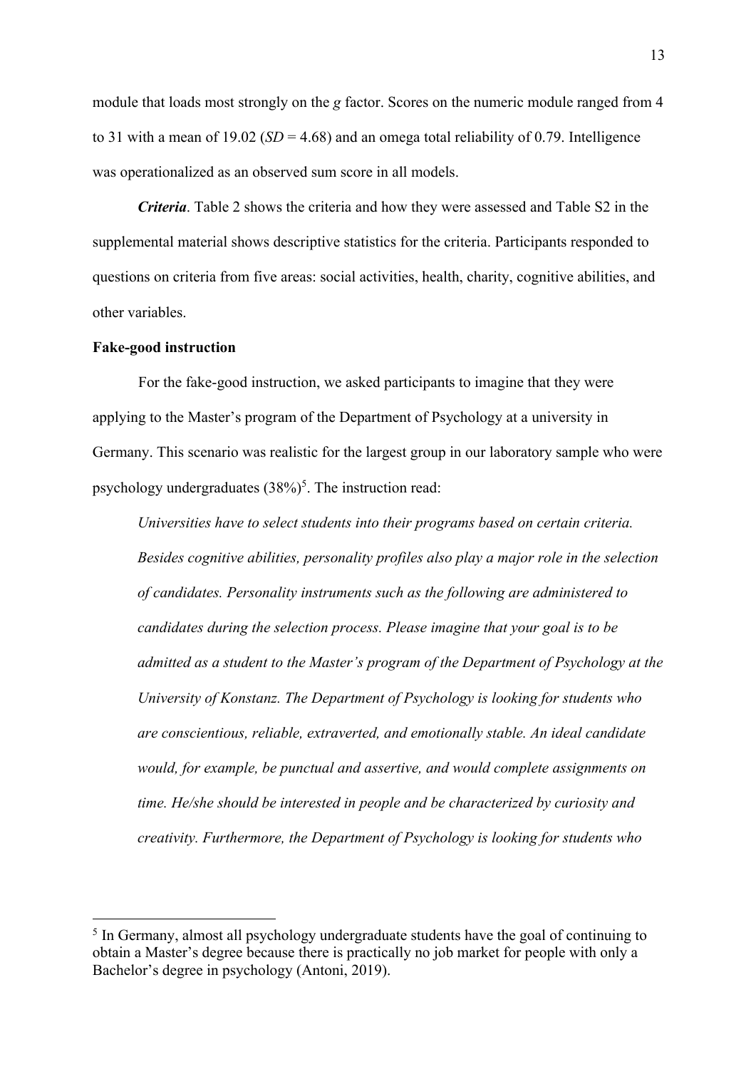module that loads most strongly on the *g* factor. Scores on the numeric module ranged from 4 to 31 with a mean of 19.02 ($SD$ = 4.68) and an omega total reliability of 0.79. Intelligence was operationalized as an observed sum score in all models.

***Criteria***. Table 2 shows the criteria and how they were assessed and Table S2 in the supplemental material shows descriptive statistics for the criteria. Participants responded to questions on criteria from five areas: social activities, health, charity, cognitive abilities, and other variables.

**Fake-good instruction**

For the fake-good instruction, we asked participants to imagine that they were applying to the Master's program of the Department of Psychology at a university in Germany. This scenario was realistic for the largest group in our laboratory sample who were psychology undergraduates (38%)[5]. The instruction read:

> *Universities have to select students into their programs based on certain criteria. Besides cognitive abilities, personality profiles also play a major role in the selection of candidates. Personality instruments such as the following are administered to candidates during the selection process. Please imagine that your goal is to be admitted as a student to the Master's program of the Department of Psychology at the University of Konstanz. The Department of Psychology is looking for students who are conscientious, reliable, extraverted, and emotionally stable. An ideal candidate would, for example, be punctual and assertive, and would complete assignments on time. He/she should be interested in people and be characterized by curiosity and creativity. Furthermore, the Department of Psychology is looking for students who*

[5] In Germany, almost all psychology undergraduate students have the goal of continuing to obtain a Master's degree because there is practically no job market for people with only a Bachelor's degree in psychology (Antoni, 2019).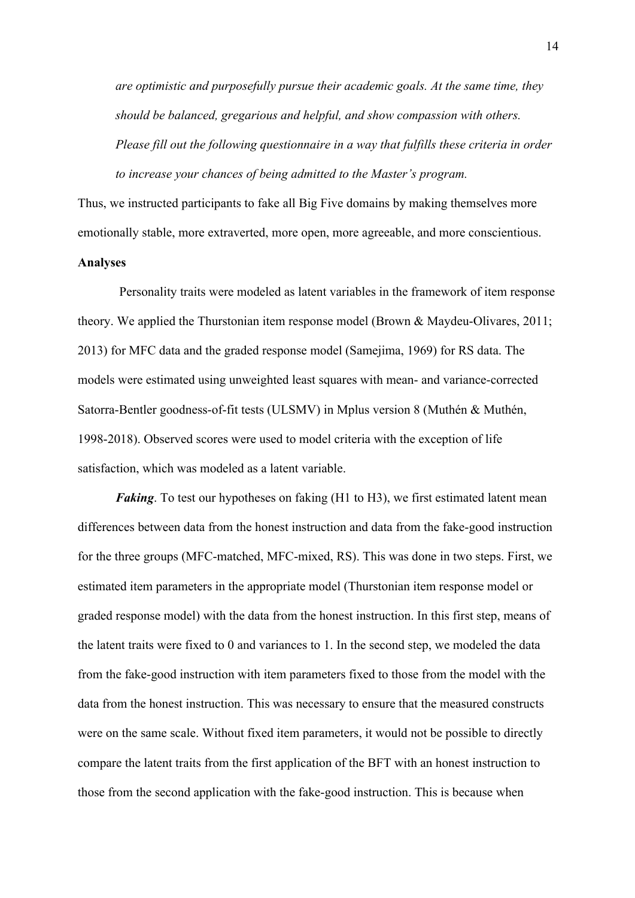*are optimistic and purposefully pursue their academic goals. At the same time, they should be balanced, gregarious and helpful, and show compassion with others. Please fill out the following questionnaire in a way that fulfills these criteria in order to increase your chances of being admitted to the Master's program.*

Thus, we instructed participants to fake all Big Five domains by making themselves more emotionally stable, more extraverted, more open, more agreeable, and more conscientious.

**Analyses**

Personality traits were modeled as latent variables in the framework of item response theory. We applied the Thurstonian item response model (Brown & Maydeu-Olivares, 2011; 2013) for MFC data and the graded response model (Samejima, 1969) for RS data. The models were estimated using unweighted least squares with mean- and variance-corrected Satorra-Bentler goodness-of-fit tests (ULSMV) in Mplus version 8 (Muthén & Muthén, 1998-2018). Observed scores were used to model criteria with the exception of life satisfaction, which was modeled as a latent variable.

***Faking***. To test our hypotheses on faking (H1 to H3), we first estimated latent mean differences between data from the honest instruction and data from the fake-good instruction for the three groups (MFC-matched, MFC-mixed, RS). This was done in two steps. First, we estimated item parameters in the appropriate model (Thurstonian item response model or graded response model) with the data from the honest instruction. In this first step, means of the latent traits were fixed to 0 and variances to 1. In the second step, we modeled the data from the fake-good instruction with item parameters fixed to those from the model with the data from the honest instruction. This was necessary to ensure that the measured constructs were on the same scale. Without fixed item parameters, it would not be possible to directly compare the latent traits from the first application of the BFT with an honest instruction to those from the second application with the fake-good instruction. This is because when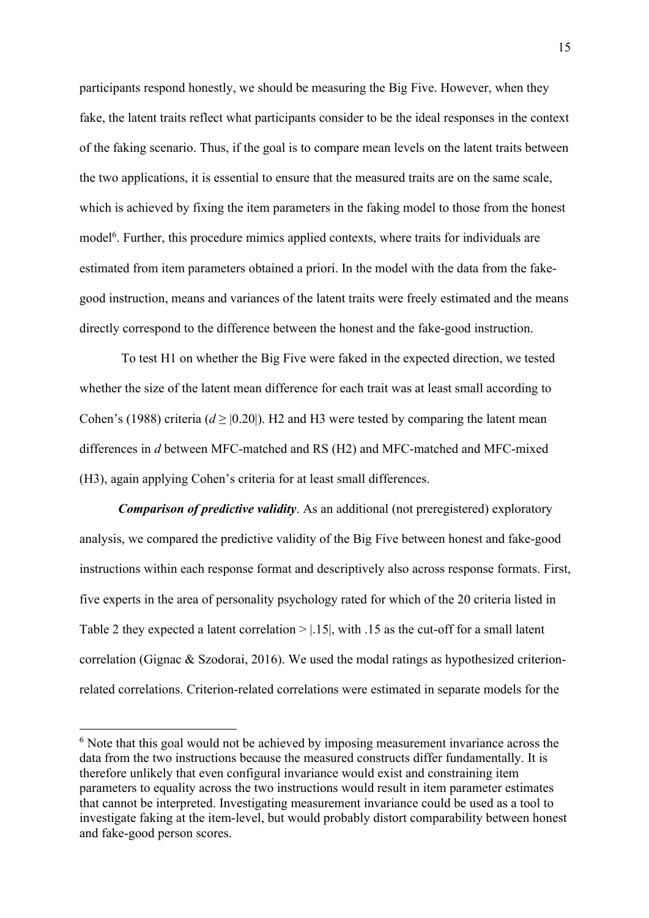participants respond honestly, we should be measuring the Big Five. However, when they fake, the latent traits reflect what participants consider to be the ideal responses in the context of the faking scenario. Thus, if the goal is to compare mean levels on the latent traits between the two applications, it is essential to ensure that the measured traits are on the same scale, which is achieved by fixing the item parameters in the faking model to those from the honest model[6]. Further, this procedure mimics applied contexts, where traits for individuals are estimated from item parameters obtained a priori. In the model with the data from the fake-good instruction, means and variances of the latent traits were freely estimated and the means directly correspond to the difference between the honest and the fake-good instruction.

To test H1 on whether the Big Five were faked in the expected direction, we tested whether the size of the latent mean difference for each trait was at least small according to Cohen's (1988) criteria ($d \geq |0.20|$). H2 and H3 were tested by comparing the latent mean differences in *d* between MFC-matched and RS (H2) and MFC-matched and MFC-mixed (H3), again applying Cohen's criteria for at least small differences.

***Comparison of predictive validity***. As an additional (not preregistered) exploratory analysis, we compared the predictive validity of the Big Five between honest and fake-good instructions within each response format and descriptively also across response formats. First, five experts in the area of personality psychology rated for which of the 20 criteria listed in Table 2 they expected a latent correlation $> |.15|$, with .15 as the cut-off for a small latent correlation (Gignac & Szodorai, 2016). We used the modal ratings as hypothesized criterion-related correlations. Criterion-related correlations were estimated in separate models for the

[6] Note that this goal would not be achieved by imposing measurement invariance across the data from the two instructions because the measured constructs differ fundamentally. It is therefore unlikely that even configural invariance would exist and constraining item parameters to equality across the two instructions would result in item parameter estimates that cannot be interpreted. Investigating measurement invariance could be used as a tool to investigate faking at the item-level, but would probably distort comparability between honest and fake-good person scores.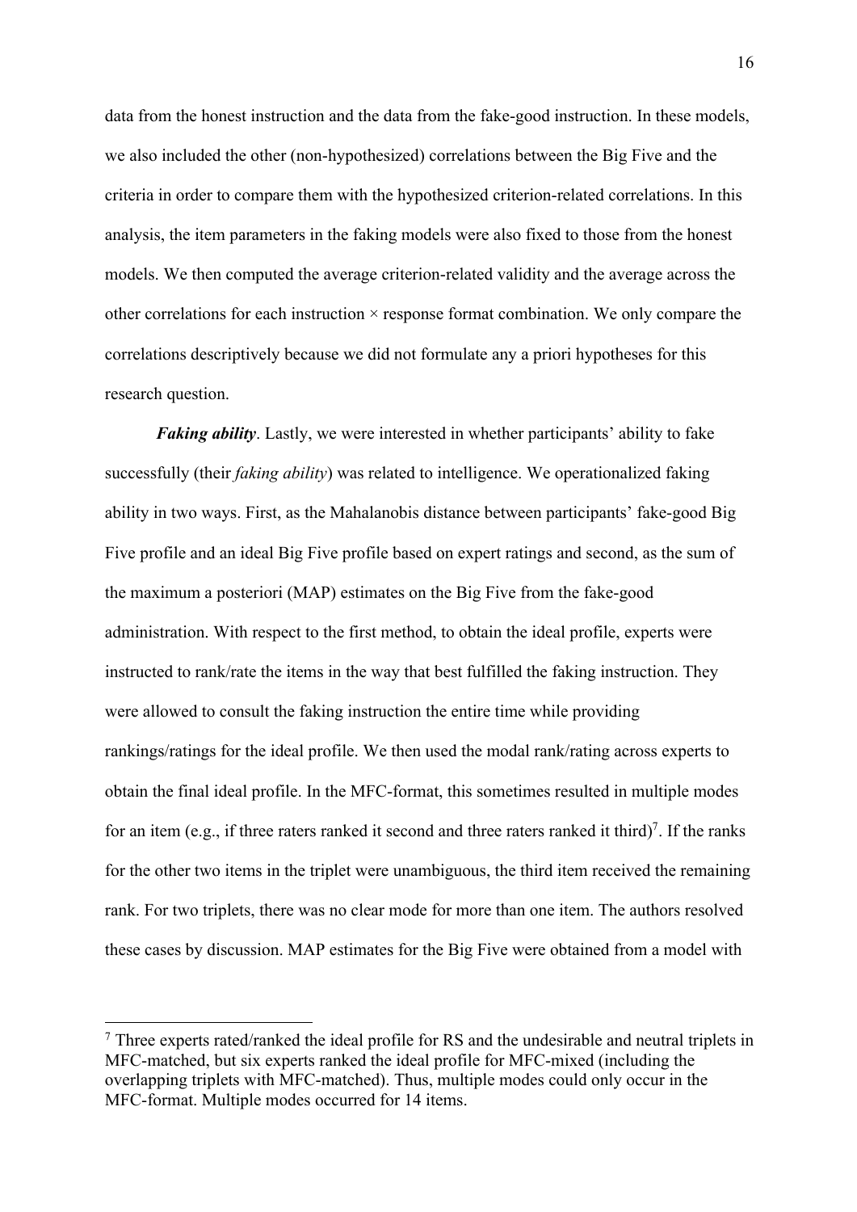data from the honest instruction and the data from the fake-good instruction. In these models, we also included the other (non-hypothesized) correlations between the Big Five and the criteria in order to compare them with the hypothesized criterion-related correlations. In this analysis, the item parameters in the faking models were also fixed to those from the honest models. We then computed the average criterion-related validity and the average across the other correlations for each instruction × response format combination. We only compare the correlations descriptively because we did not formulate any a priori hypotheses for this research question.

***Faking ability***. Lastly, we were interested in whether participants' ability to fake successfully (their *faking ability*) was related to intelligence. We operationalized faking ability in two ways. First, as the Mahalanobis distance between participants' fake-good Big Five profile and an ideal Big Five profile based on expert ratings and second, as the sum of the maximum a posteriori (MAP) estimates on the Big Five from the fake-good administration. With respect to the first method, to obtain the ideal profile, experts were instructed to rank/rate the items in the way that best fulfilled the faking instruction. They were allowed to consult the faking instruction the entire time while providing rankings/ratings for the ideal profile. We then used the modal rank/rating across experts to obtain the final ideal profile. In the MFC-format, this sometimes resulted in multiple modes for an item (e.g., if three raters ranked it second and three raters ranked it third)[7]. If the ranks for the other two items in the triplet were unambiguous, the third item received the remaining rank. For two triplets, there was no clear mode for more than one item. The authors resolved these cases by discussion. MAP estimates for the Big Five were obtained from a model with

[7] Three experts rated/ranked the ideal profile for RS and the undesirable and neutral triplets in MFC-matched, but six experts ranked the ideal profile for MFC-mixed (including the overlapping triplets with MFC-matched). Thus, multiple modes could only occur in the MFC-format. Multiple modes occurred for 14 items.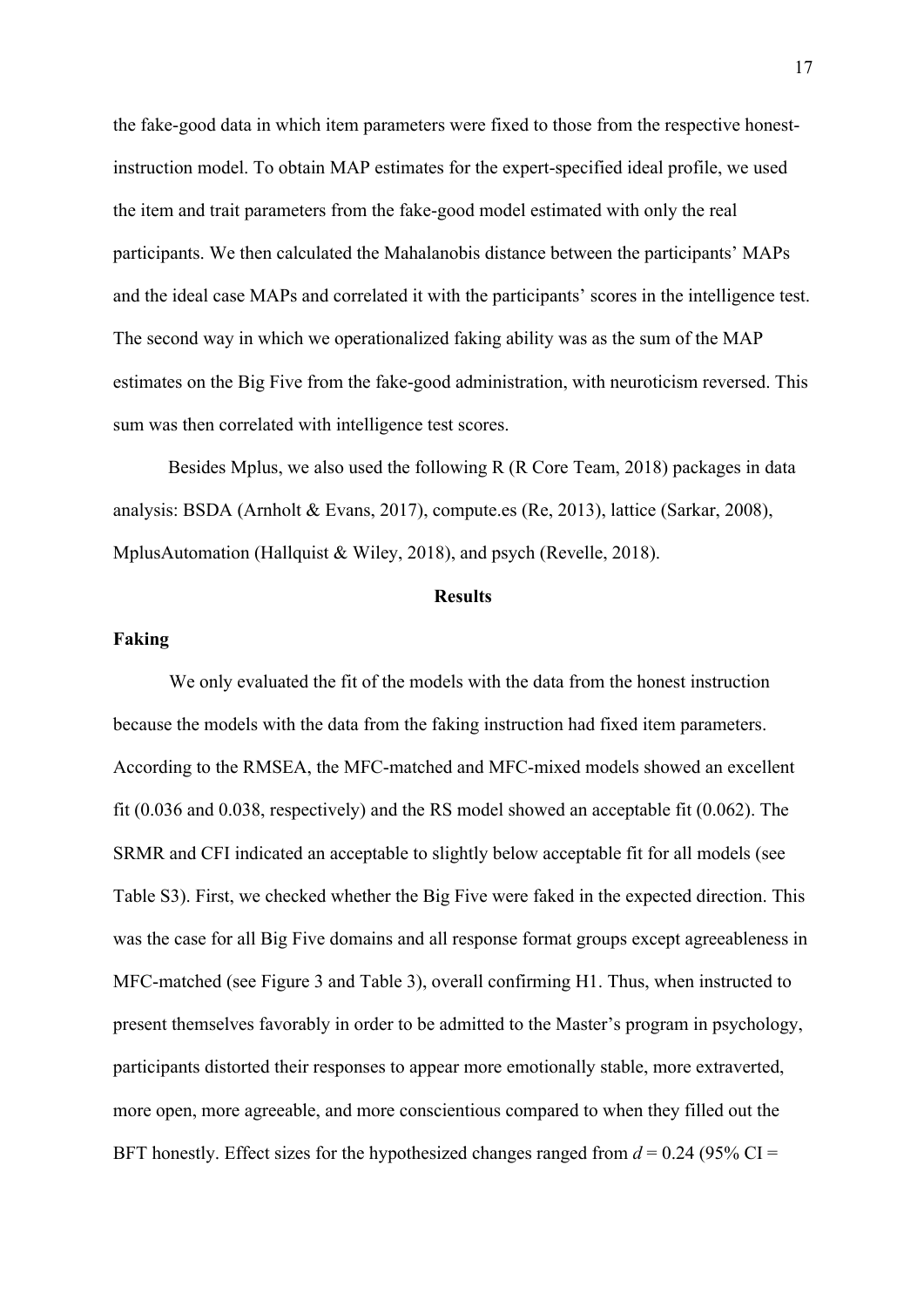the fake-good data in which item parameters were fixed to those from the respective honest-instruction model. To obtain MAP estimates for the expert-specified ideal profile, we used the item and trait parameters from the fake-good model estimated with only the real participants. We then calculated the Mahalanobis distance between the participants' MAPs and the ideal case MAPs and correlated it with the participants' scores in the intelligence test. The second way in which we operationalized faking ability was as the sum of the MAP estimates on the Big Five from the fake-good administration, with neuroticism reversed. This sum was then correlated with intelligence test scores.

Besides Mplus, we also used the following R (R Core Team, 2018) packages in data analysis: BSDA (Arnholt & Evans, 2017), compute.es (Re, 2013), lattice (Sarkar, 2008), MplusAutomation (Hallquist & Wiley, 2018), and psych (Revelle, 2018).

## Results

### Faking

We only evaluated the fit of the models with the data from the honest instruction because the models with the data from the faking instruction had fixed item parameters. According to the RMSEA, the MFC-matched and MFC-mixed models showed an excellent fit (0.036 and 0.038, respectively) and the RS model showed an acceptable fit (0.062). The SRMR and CFI indicated an acceptable to slightly below acceptable fit for all models (see Table S3). First, we checked whether the Big Five were faked in the expected direction. This was the case for all Big Five domains and all response format groups except agreeableness in MFC-matched (see Figure 3 and Table 3), overall confirming H1. Thus, when instructed to present themselves favorably in order to be admitted to the Master's program in psychology, participants distorted their responses to appear more emotionally stable, more extraverted, more open, more agreeable, and more conscientious compared to when they filled out the BFT honestly. Effect sizes for the hypothesized changes ranged from $d = 0.24$ (95% CI =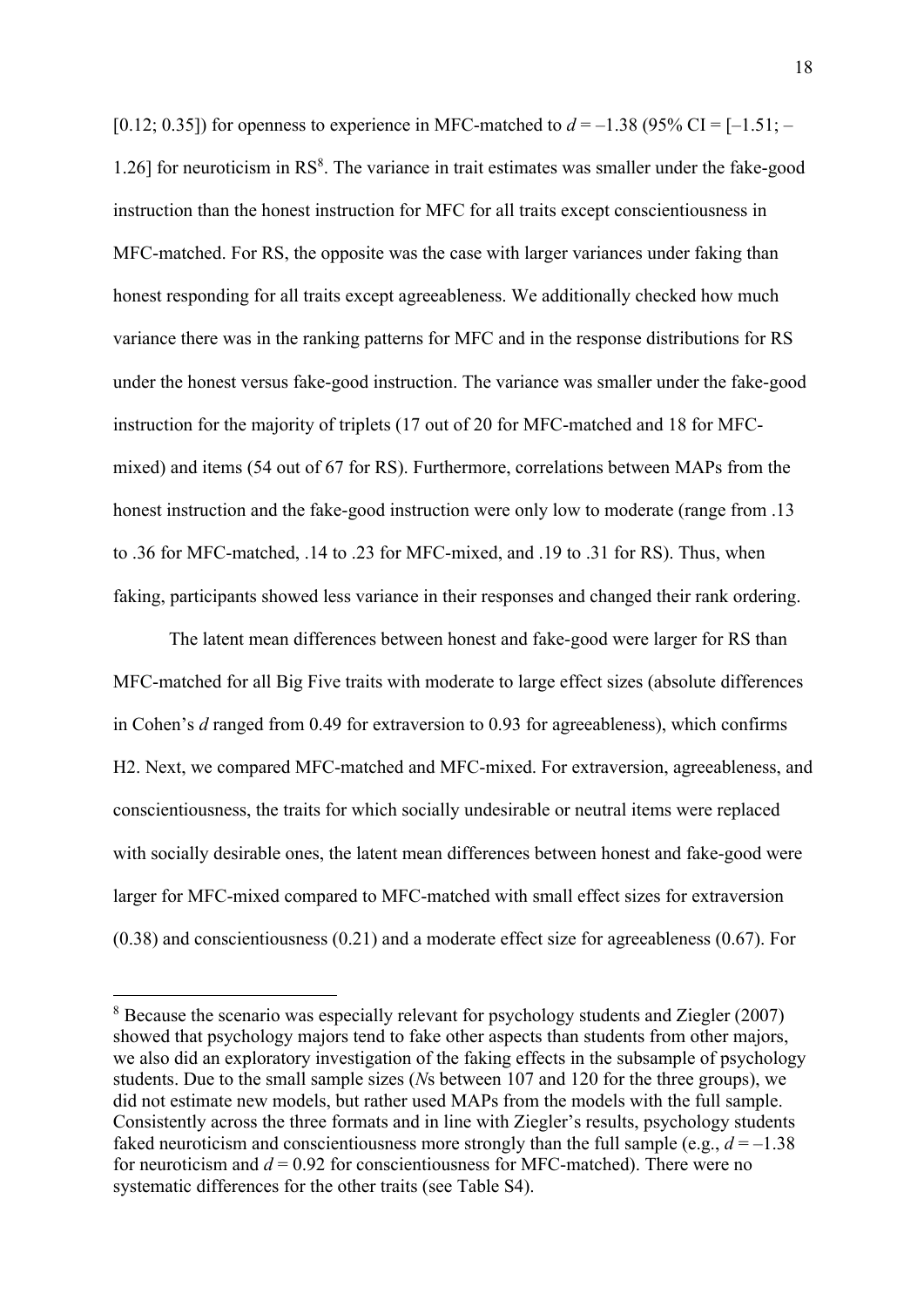[0.12; 0.35]) for openness to experience in MFC-matched to $d = -1.38$ (95% CI = [–1.51; –1.26] for neuroticism in RS[8]. The variance in trait estimates was smaller under the fake-good instruction than the honest instruction for MFC for all traits except conscientiousness in MFC-matched. For RS, the opposite was the case with larger variances under faking than honest responding for all traits except agreeableness. We additionally checked how much variance there was in the ranking patterns for MFC and in the response distributions for RS under the honest versus fake-good instruction. The variance was smaller under the fake-good instruction for the majority of triplets (17 out of 20 for MFC-matched and 18 for MFC-mixed) and items (54 out of 67 for RS). Furthermore, correlations between MAPs from the honest instruction and the fake-good instruction were only low to moderate (range from .13 to .36 for MFC-matched, .14 to .23 for MFC-mixed, and .19 to .31 for RS). Thus, when faking, participants showed less variance in their responses and changed their rank ordering.

The latent mean differences between honest and fake-good were larger for RS than MFC-matched for all Big Five traits with moderate to large effect sizes (absolute differences in Cohen's *d* ranged from 0.49 for extraversion to 0.93 for agreeableness), which confirms H2. Next, we compared MFC-matched and MFC-mixed. For extraversion, agreeableness, and conscientiousness, the traits for which socially undesirable or neutral items were replaced with socially desirable ones, the latent mean differences between honest and fake-good were larger for MFC-mixed compared to MFC-matched with small effect sizes for extraversion (0.38) and conscientiousness (0.21) and a moderate effect size for agreeableness (0.67). For

[8] Because the scenario was especially relevant for psychology students and Ziegler (2007) showed that psychology majors tend to fake other aspects than students from other majors, we also did an exploratory investigation of the faking effects in the subsample of psychology students. Due to the small sample sizes (*N*s between 107 and 120 for the three groups), we did not estimate new models, but rather used MAPs from the models with the full sample. Consistently across the three formats and in line with Ziegler's results, psychology students faked neuroticism and conscientiousness more strongly than the full sample (e.g., $d = -1.38$ for neuroticism and $d = 0.92$ for conscientiousness for MFC-matched). There were no systematic differences for the other traits (see Table S4).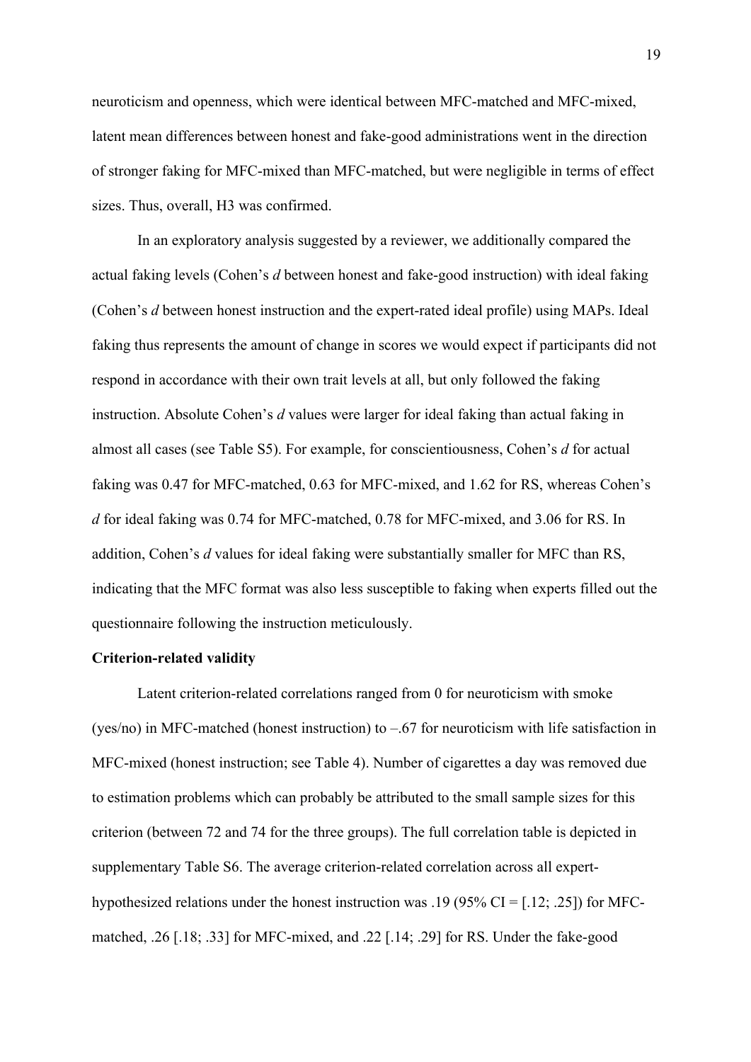neuroticism and openness, which were identical between MFC-matched and MFC-mixed, latent mean differences between honest and fake-good administrations went in the direction of stronger faking for MFC-mixed than MFC-matched, but were negligible in terms of effect sizes. Thus, overall, H3 was confirmed.

In an exploratory analysis suggested by a reviewer, we additionally compared the actual faking levels (Cohen's *d* between honest and fake-good instruction) with ideal faking (Cohen's *d* between honest instruction and the expert-rated ideal profile) using MAPs. Ideal faking thus represents the amount of change in scores we would expect if participants did not respond in accordance with their own trait levels at all, but only followed the faking instruction. Absolute Cohen's *d* values were larger for ideal faking than actual faking in almost all cases (see Table S5). For example, for conscientiousness, Cohen's *d* for actual faking was 0.47 for MFC-matched, 0.63 for MFC-mixed, and 1.62 for RS, whereas Cohen's *d* for ideal faking was 0.74 for MFC-matched, 0.78 for MFC-mixed, and 3.06 for RS. In addition, Cohen's *d* values for ideal faking were substantially smaller for MFC than RS, indicating that the MFC format was also less susceptible to faking when experts filled out the questionnaire following the instruction meticulously.

**Criterion-related validity**

Latent criterion-related correlations ranged from 0 for neuroticism with smoke (yes/no) in MFC-matched (honest instruction) to –.67 for neuroticism with life satisfaction in MFC-mixed (honest instruction; see Table 4). Number of cigarettes a day was removed due to estimation problems which can probably be attributed to the small sample sizes for this criterion (between 72 and 74 for the three groups). The full correlation table is depicted in supplementary Table S6. The average criterion-related correlation across all expert-hypothesized relations under the honest instruction was .19 (95% CI = [.12; .25]) for MFC-matched, .26 [.18; .33] for MFC-mixed, and .22 [.14; .29] for RS. Under the fake-good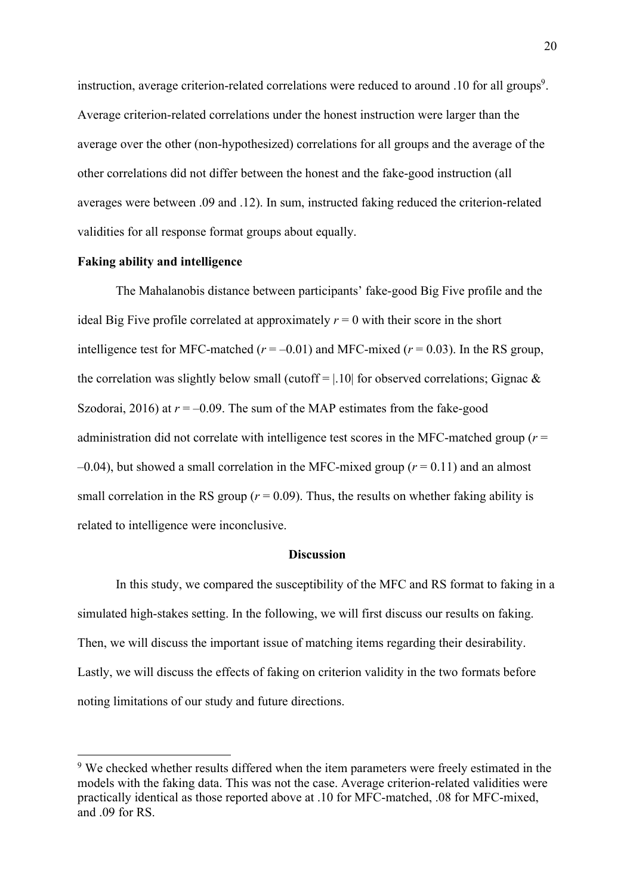instruction, average criterion-related correlations were reduced to around .10 for all groups[9]. Average criterion-related correlations under the honest instruction were larger than the average over the other (non-hypothesized) correlations for all groups and the average of the other correlations did not differ between the honest and the fake-good instruction (all averages were between .09 and .12). In sum, instructed faking reduced the criterion-related validities for all response format groups about equally.

**Faking ability and intelligence**

The Mahalanobis distance between participants' fake-good Big Five profile and the ideal Big Five profile correlated at approximately $r = 0$ with their score in the short intelligence test for MFC-matched ($r = -0.01$) and MFC-mixed ($r = 0.03$). In the RS group, the correlation was slightly below small (cutoff = |.10| for observed correlations; Gignac & Szodorai, 2016) at $r = -0.09$. The sum of the MAP estimates from the fake-good administration did not correlate with intelligence test scores in the MFC-matched group ($r = -0.04$), but showed a small correlation in the MFC-mixed group ($r = 0.11$) and an almost small correlation in the RS group ($r = 0.09$). Thus, the results on whether faking ability is related to intelligence were inconclusive.

## Discussion

In this study, we compared the susceptibility of the MFC and RS format to faking in a simulated high-stakes setting. In the following, we will first discuss our results on faking. Then, we will discuss the important issue of matching items regarding their desirability. Lastly, we will discuss the effects of faking on criterion validity in the two formats before noting limitations of our study and future directions.

[9] We checked whether results differed when the item parameters were freely estimated in the models with the faking data. This was not the case. Average criterion-related validities were practically identical as those reported above at .10 for MFC-matched, .08 for MFC-mixed, and .09 for RS.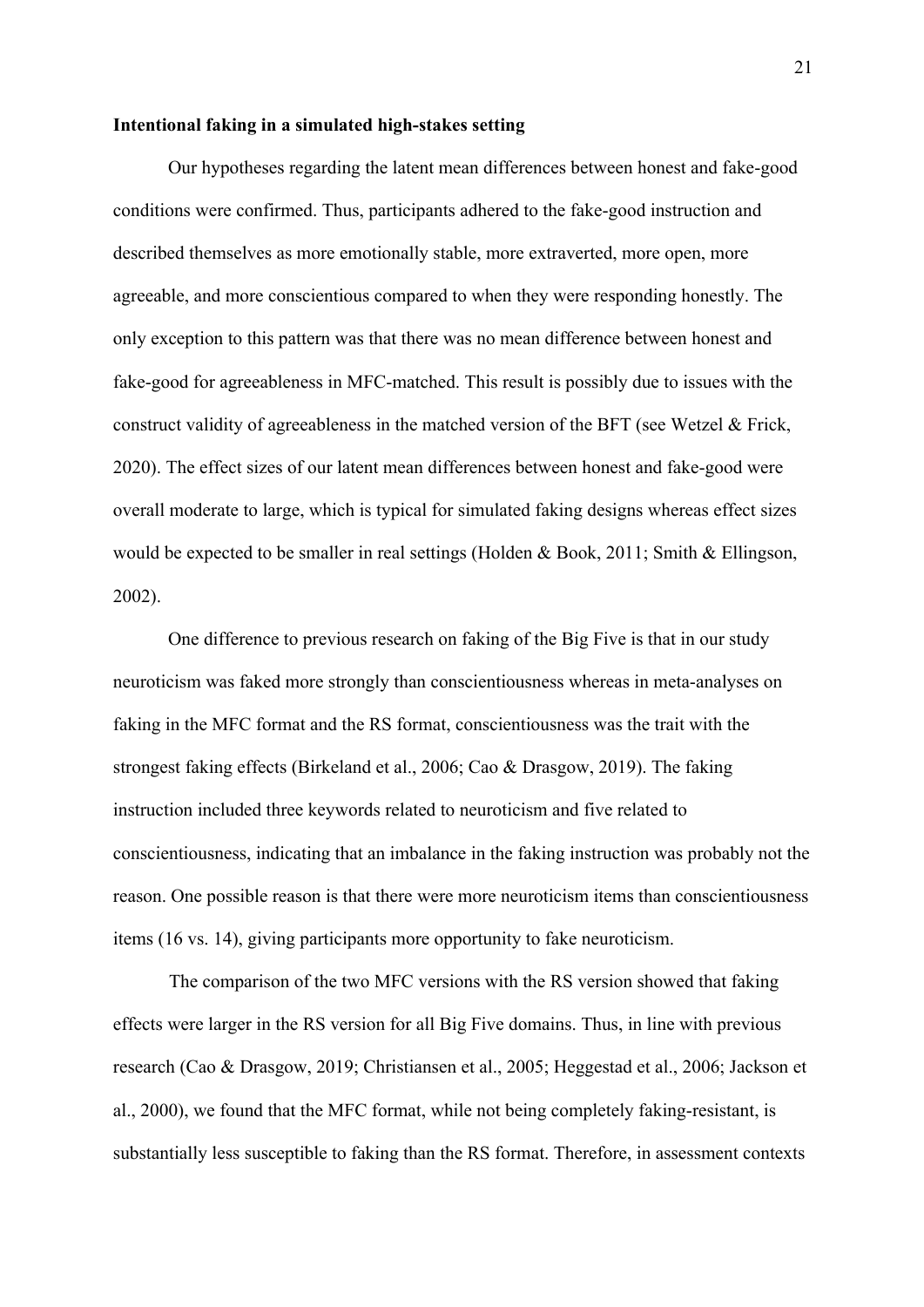**Intentional faking in a simulated high-stakes setting**

Our hypotheses regarding the latent mean differences between honest and fake-good conditions were confirmed. Thus, participants adhered to the fake-good instruction and described themselves as more emotionally stable, more extraverted, more open, more agreeable, and more conscientious compared to when they were responding honestly. The only exception to this pattern was that there was no mean difference between honest and fake-good for agreeableness in MFC-matched. This result is possibly due to issues with the construct validity of agreeableness in the matched version of the BFT (see Wetzel & Frick, 2020). The effect sizes of our latent mean differences between honest and fake-good were overall moderate to large, which is typical for simulated faking designs whereas effect sizes would be expected to be smaller in real settings (Holden & Book, 2011; Smith & Ellingson, 2002).

One difference to previous research on faking of the Big Five is that in our study neuroticism was faked more strongly than conscientiousness whereas in meta-analyses on faking in the MFC format and the RS format, conscientiousness was the trait with the strongest faking effects (Birkeland et al., 2006; Cao & Drasgow, 2019). The faking instruction included three keywords related to neuroticism and five related to conscientiousness, indicating that an imbalance in the faking instruction was probably not the reason. One possible reason is that there were more neuroticism items than conscientiousness items (16 vs. 14), giving participants more opportunity to fake neuroticism.

The comparison of the two MFC versions with the RS version showed that faking effects were larger in the RS version for all Big Five domains. Thus, in line with previous research (Cao & Drasgow, 2019; Christiansen et al., 2005; Heggestad et al., 2006; Jackson et al., 2000), we found that the MFC format, while not being completely faking-resistant, is substantially less susceptible to faking than the RS format. Therefore, in assessment contexts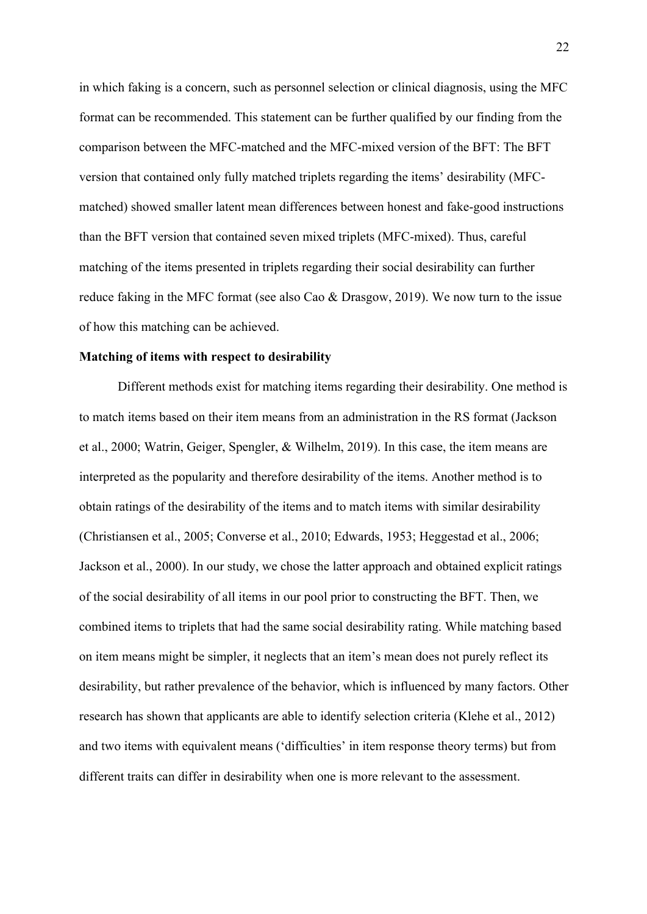in which faking is a concern, such as personnel selection or clinical diagnosis, using the MFC format can be recommended. This statement can be further qualified by our finding from the comparison between the MFC-matched and the MFC-mixed version of the BFT: The BFT version that contained only fully matched triplets regarding the items' desirability (MFC-matched) showed smaller latent mean differences between honest and fake-good instructions than the BFT version that contained seven mixed triplets (MFC-mixed). Thus, careful matching of the items presented in triplets regarding their social desirability can further reduce faking in the MFC format (see also Cao & Drasgow, 2019). We now turn to the issue of how this matching can be achieved.

**Matching of items with respect to desirability**

Different methods exist for matching items regarding their desirability. One method is to match items based on their item means from an administration in the RS format (Jackson et al., 2000; Watrin, Geiger, Spengler, & Wilhelm, 2019). In this case, the item means are interpreted as the popularity and therefore desirability of the items. Another method is to obtain ratings of the desirability of the items and to match items with similar desirability (Christiansen et al., 2005; Converse et al., 2010; Edwards, 1953; Heggestad et al., 2006; Jackson et al., 2000). In our study, we chose the latter approach and obtained explicit ratings of the social desirability of all items in our pool prior to constructing the BFT. Then, we combined items to triplets that had the same social desirability rating. While matching based on item means might be simpler, it neglects that an item's mean does not purely reflect its desirability, but rather prevalence of the behavior, which is influenced by many factors. Other research has shown that applicants are able to identify selection criteria (Klehe et al., 2012) and two items with equivalent means ('difficulties' in item response theory terms) but from different traits can differ in desirability when one is more relevant to the assessment.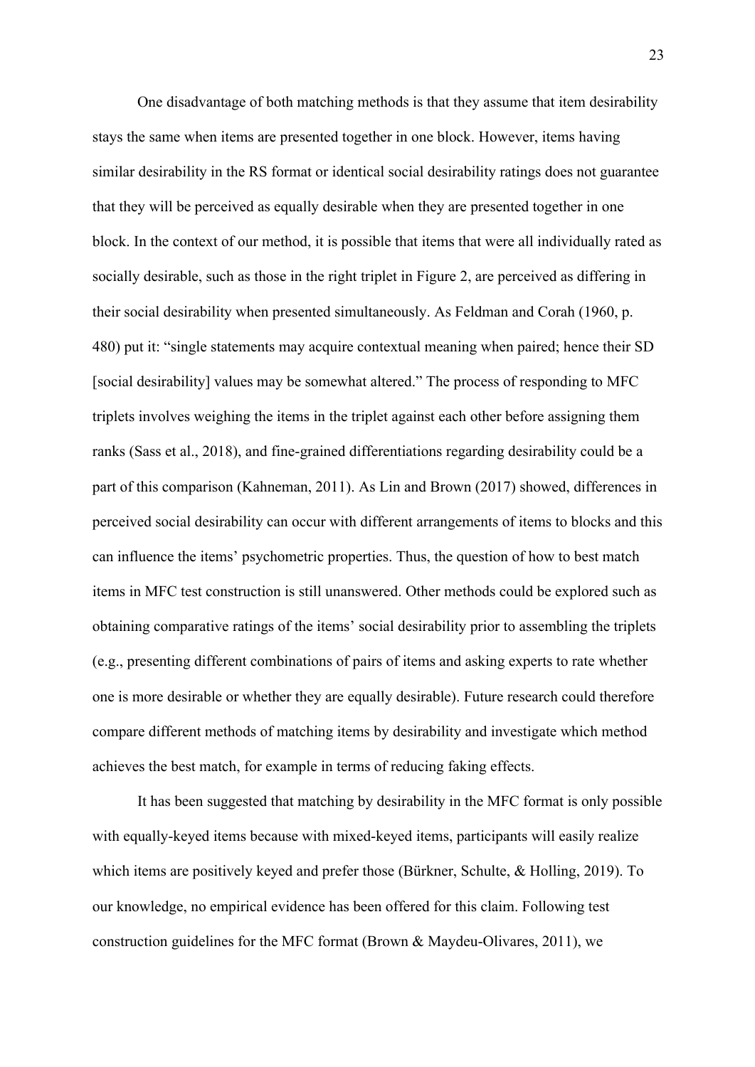One disadvantage of both matching methods is that they assume that item desirability stays the same when items are presented together in one block. However, items having similar desirability in the RS format or identical social desirability ratings does not guarantee that they will be perceived as equally desirable when they are presented together in one block. In the context of our method, it is possible that items that were all individually rated as socially desirable, such as those in the right triplet in Figure 2, are perceived as differing in their social desirability when presented simultaneously. As Feldman and Corah (1960, p. 480) put it: "single statements may acquire contextual meaning when paired; hence their SD [social desirability] values may be somewhat altered." The process of responding to MFC triplets involves weighing the items in the triplet against each other before assigning them ranks (Sass et al., 2018), and fine-grained differentiations regarding desirability could be a part of this comparison (Kahneman, 2011). As Lin and Brown (2017) showed, differences in perceived social desirability can occur with different arrangements of items to blocks and this can influence the items' psychometric properties. Thus, the question of how to best match items in MFC test construction is still unanswered. Other methods could be explored such as obtaining comparative ratings of the items' social desirability prior to assembling the triplets (e.g., presenting different combinations of pairs of items and asking experts to rate whether one is more desirable or whether they are equally desirable). Future research could therefore compare different methods of matching items by desirability and investigate which method achieves the best match, for example in terms of reducing faking effects.

It has been suggested that matching by desirability in the MFC format is only possible with equally-keyed items because with mixed-keyed items, participants will easily realize which items are positively keyed and prefer those (Bürkner, Schulte, & Holling, 2019). To our knowledge, no empirical evidence has been offered for this claim. Following test construction guidelines for the MFC format (Brown & Maydeu-Olivares, 2011), we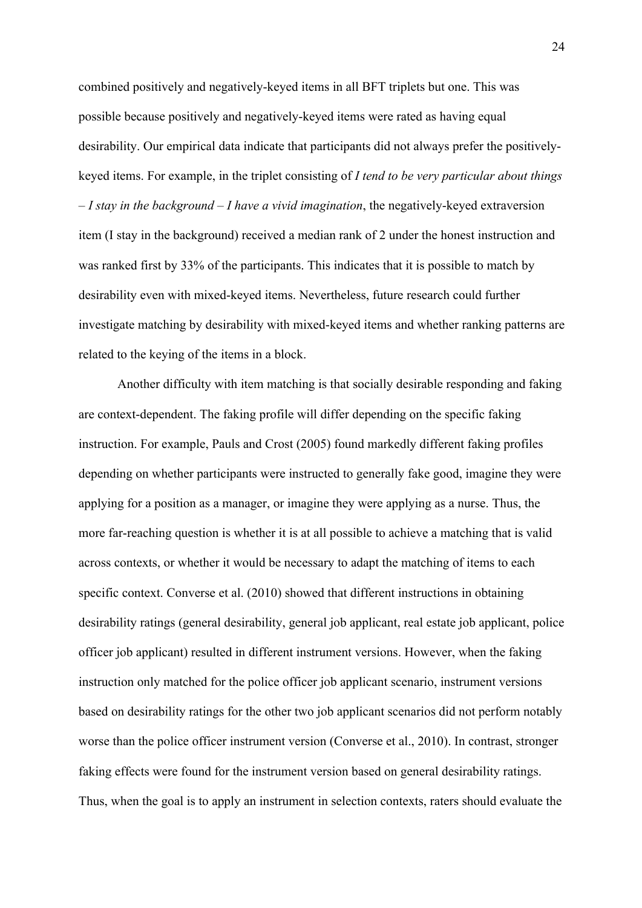combined positively and negatively-keyed items in all BFT triplets but one. This was possible because positively and negatively-keyed items were rated as having equal desirability. Our empirical data indicate that participants did not always prefer the positively-keyed items. For example, in the triplet consisting of *I tend to be very particular about things – I stay in the background – I have a vivid imagination*, the negatively-keyed extraversion item (I stay in the background) received a median rank of 2 under the honest instruction and was ranked first by 33% of the participants. This indicates that it is possible to match by desirability even with mixed-keyed items. Nevertheless, future research could further investigate matching by desirability with mixed-keyed items and whether ranking patterns are related to the keying of the items in a block.

Another difficulty with item matching is that socially desirable responding and faking are context-dependent. The faking profile will differ depending on the specific faking instruction. For example, Pauls and Crost (2005) found markedly different faking profiles depending on whether participants were instructed to generally fake good, imagine they were applying for a position as a manager, or imagine they were applying as a nurse. Thus, the more far-reaching question is whether it is at all possible to achieve a matching that is valid across contexts, or whether it would be necessary to adapt the matching of items to each specific context. Converse et al. (2010) showed that different instructions in obtaining desirability ratings (general desirability, general job applicant, real estate job applicant, police officer job applicant) resulted in different instrument versions. However, when the faking instruction only matched for the police officer job applicant scenario, instrument versions based on desirability ratings for the other two job applicant scenarios did not perform notably worse than the police officer instrument version (Converse et al., 2010). In contrast, stronger faking effects were found for the instrument version based on general desirability ratings. Thus, when the goal is to apply an instrument in selection contexts, raters should evaluate the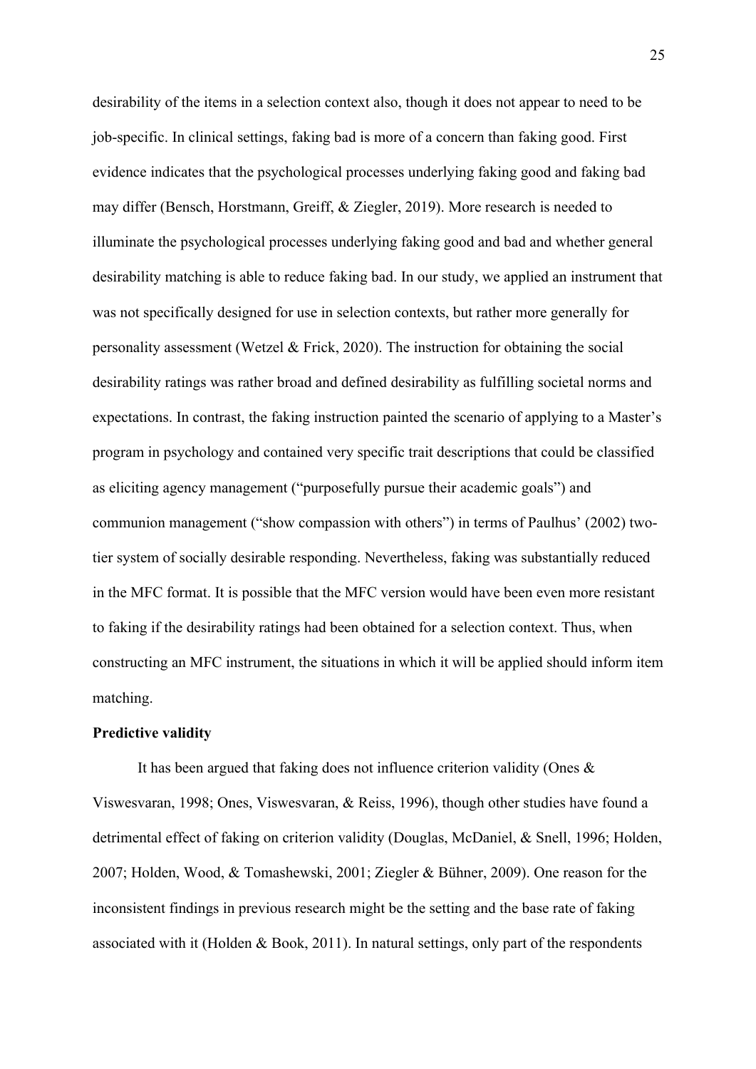desirability of the items in a selection context also, though it does not appear to need to be job-specific. In clinical settings, faking bad is more of a concern than faking good. First evidence indicates that the psychological processes underlying faking good and faking bad may differ (Bensch, Horstmann, Greiff, & Ziegler, 2019). More research is needed to illuminate the psychological processes underlying faking good and bad and whether general desirability matching is able to reduce faking bad. In our study, we applied an instrument that was not specifically designed for use in selection contexts, but rather more generally for personality assessment (Wetzel & Frick, 2020). The instruction for obtaining the social desirability ratings was rather broad and defined desirability as fulfilling societal norms and expectations. In contrast, the faking instruction painted the scenario of applying to a Master's program in psychology and contained very specific trait descriptions that could be classified as eliciting agency management ("purposefully pursue their academic goals") and communion management ("show compassion with others") in terms of Paulhus' (2002) two-tier system of socially desirable responding. Nevertheless, faking was substantially reduced in the MFC format. It is possible that the MFC version would have been even more resistant to faking if the desirability ratings had been obtained for a selection context. Thus, when constructing an MFC instrument, the situations in which it will be applied should inform item matching.

**Predictive validity**

It has been argued that faking does not influence criterion validity (Ones & Viswesvaran, 1998; Ones, Viswesvaran, & Reiss, 1996), though other studies have found a detrimental effect of faking on criterion validity (Douglas, McDaniel, & Snell, 1996; Holden, 2007; Holden, Wood, & Tomashewski, 2001; Ziegler & Bühner, 2009). One reason for the inconsistent findings in previous research might be the setting and the base rate of faking associated with it (Holden & Book, 2011). In natural settings, only part of the respondents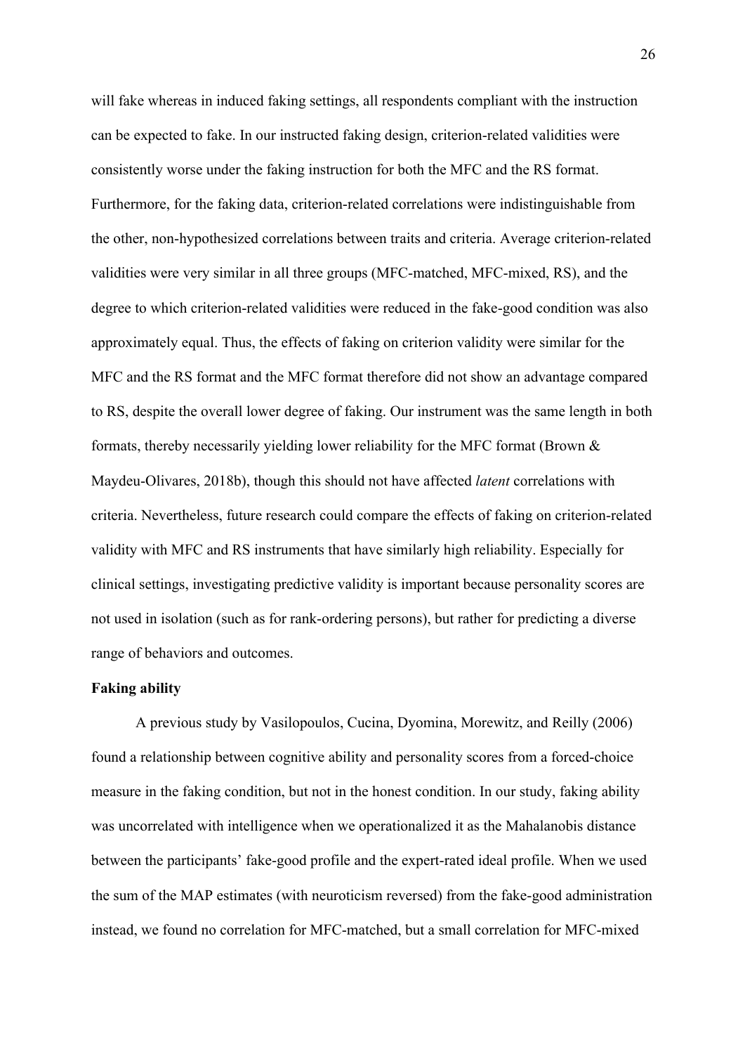will fake whereas in induced faking settings, all respondents compliant with the instruction can be expected to fake. In our instructed faking design, criterion-related validities were consistently worse under the faking instruction for both the MFC and the RS format. Furthermore, for the faking data, criterion-related correlations were indistinguishable from the other, non-hypothesized correlations between traits and criteria. Average criterion-related validities were very similar in all three groups (MFC-matched, MFC-mixed, RS), and the degree to which criterion-related validities were reduced in the fake-good condition was also approximately equal. Thus, the effects of faking on criterion validity were similar for the MFC and the RS format and the MFC format therefore did not show an advantage compared to RS, despite the overall lower degree of faking. Our instrument was the same length in both formats, thereby necessarily yielding lower reliability for the MFC format (Brown & Maydeu-Olivares, 2018b), though this should not have affected *latent* correlations with criteria. Nevertheless, future research could compare the effects of faking on criterion-related validity with MFC and RS instruments that have similarly high reliability. Especially for clinical settings, investigating predictive validity is important because personality scores are not used in isolation (such as for rank-ordering persons), but rather for predicting a diverse range of behaviors and outcomes.

**Faking ability**

A previous study by Vasilopoulos, Cucina, Dyomina, Morewitz, and Reilly (2006) found a relationship between cognitive ability and personality scores from a forced-choice measure in the faking condition, but not in the honest condition. In our study, faking ability was uncorrelated with intelligence when we operationalized it as the Mahalanobis distance between the participants' fake-good profile and the expert-rated ideal profile. When we used the sum of the MAP estimates (with neuroticism reversed) from the fake-good administration instead, we found no correlation for MFC-matched, but a small correlation for MFC-mixed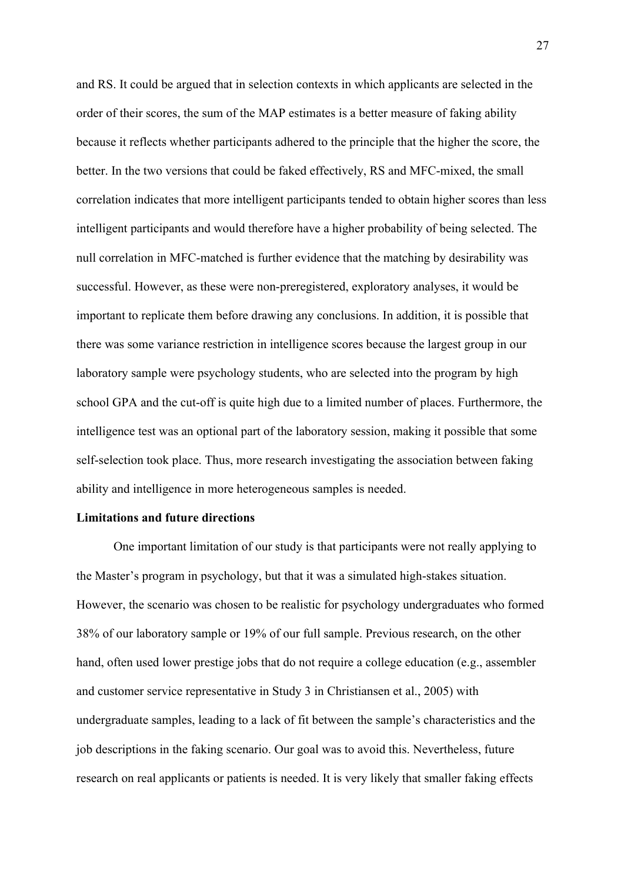and RS. It could be argued that in selection contexts in which applicants are selected in the order of their scores, the sum of the MAP estimates is a better measure of faking ability because it reflects whether participants adhered to the principle that the higher the score, the better. In the two versions that could be faked effectively, RS and MFC-mixed, the small correlation indicates that more intelligent participants tended to obtain higher scores than less intelligent participants and would therefore have a higher probability of being selected. The null correlation in MFC-matched is further evidence that the matching by desirability was successful. However, as these were non-preregistered, exploratory analyses, it would be important to replicate them before drawing any conclusions. In addition, it is possible that there was some variance restriction in intelligence scores because the largest group in our laboratory sample were psychology students, who are selected into the program by high school GPA and the cut-off is quite high due to a limited number of places. Furthermore, the intelligence test was an optional part of the laboratory session, making it possible that some self-selection took place. Thus, more research investigating the association between faking ability and intelligence in more heterogeneous samples is needed.

**Limitations and future directions**

One important limitation of our study is that participants were not really applying to the Master's program in psychology, but that it was a simulated high-stakes situation. However, the scenario was chosen to be realistic for psychology undergraduates who formed 38% of our laboratory sample or 19% of our full sample. Previous research, on the other hand, often used lower prestige jobs that do not require a college education (e.g., assembler and customer service representative in Study 3 in Christiansen et al., 2005) with undergraduate samples, leading to a lack of fit between the sample's characteristics and the job descriptions in the faking scenario. Our goal was to avoid this. Nevertheless, future research on real applicants or patients is needed. It is very likely that smaller faking effects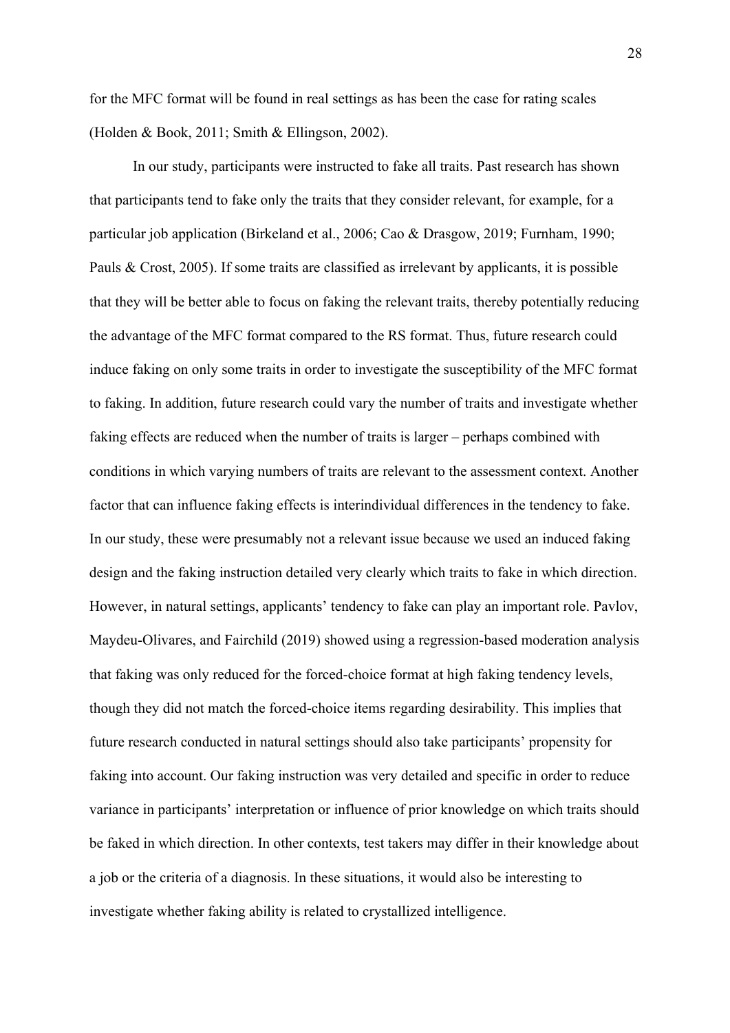for the MFC format will be found in real settings as has been the case for rating scales (Holden & Book, 2011; Smith & Ellingson, 2002).

In our study, participants were instructed to fake all traits. Past research has shown that participants tend to fake only the traits that they consider relevant, for example, for a particular job application (Birkeland et al., 2006; Cao & Drasgow, 2019; Furnham, 1990; Pauls & Crost, 2005). If some traits are classified as irrelevant by applicants, it is possible that they will be better able to focus on faking the relevant traits, thereby potentially reducing the advantage of the MFC format compared to the RS format. Thus, future research could induce faking on only some traits in order to investigate the susceptibility of the MFC format to faking. In addition, future research could vary the number of traits and investigate whether faking effects are reduced when the number of traits is larger – perhaps combined with conditions in which varying numbers of traits are relevant to the assessment context. Another factor that can influence faking effects is interindividual differences in the tendency to fake. In our study, these were presumably not a relevant issue because we used an induced faking design and the faking instruction detailed very clearly which traits to fake in which direction. However, in natural settings, applicants' tendency to fake can play an important role. Pavlov, Maydeu-Olivares, and Fairchild (2019) showed using a regression-based moderation analysis that faking was only reduced for the forced-choice format at high faking tendency levels, though they did not match the forced-choice items regarding desirability. This implies that future research conducted in natural settings should also take participants' propensity for faking into account. Our faking instruction was very detailed and specific in order to reduce variance in participants' interpretation or influence of prior knowledge on which traits should be faked in which direction. In other contexts, test takers may differ in their knowledge about a job or the criteria of a diagnosis. In these situations, it would also be interesting to investigate whether faking ability is related to crystallized intelligence.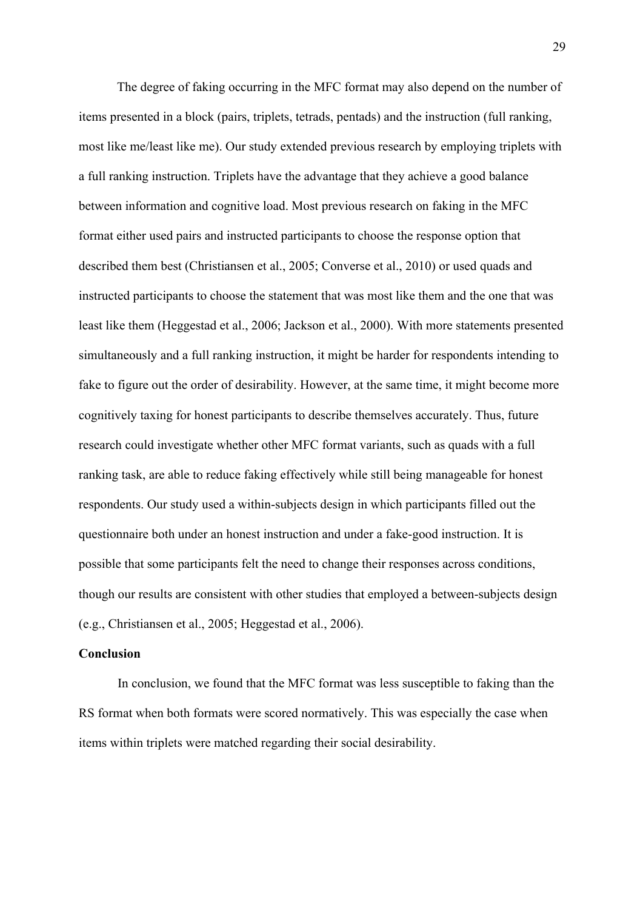The degree of faking occurring in the MFC format may also depend on the number of items presented in a block (pairs, triplets, tetrads, pentads) and the instruction (full ranking, most like me/least like me). Our study extended previous research by employing triplets with a full ranking instruction. Triplets have the advantage that they achieve a good balance between information and cognitive load. Most previous research on faking in the MFC format either used pairs and instructed participants to choose the response option that described them best (Christiansen et al., 2005; Converse et al., 2010) or used quads and instructed participants to choose the statement that was most like them and the one that was least like them (Heggestad et al., 2006; Jackson et al., 2000). With more statements presented simultaneously and a full ranking instruction, it might be harder for respondents intending to fake to figure out the order of desirability. However, at the same time, it might become more cognitively taxing for honest participants to describe themselves accurately. Thus, future research could investigate whether other MFC format variants, such as quads with a full ranking task, are able to reduce faking effectively while still being manageable for honest respondents. Our study used a within-subjects design in which participants filled out the questionnaire both under an honest instruction and under a fake-good instruction. It is possible that some participants felt the need to change their responses across conditions, though our results are consistent with other studies that employed a between-subjects design (e.g., Christiansen et al., 2005; Heggestad et al., 2006).

## Conclusion

In conclusion, we found that the MFC format was less susceptible to faking than the RS format when both formats were scored normatively. This was especially the case when items within triplets were matched regarding their social desirability.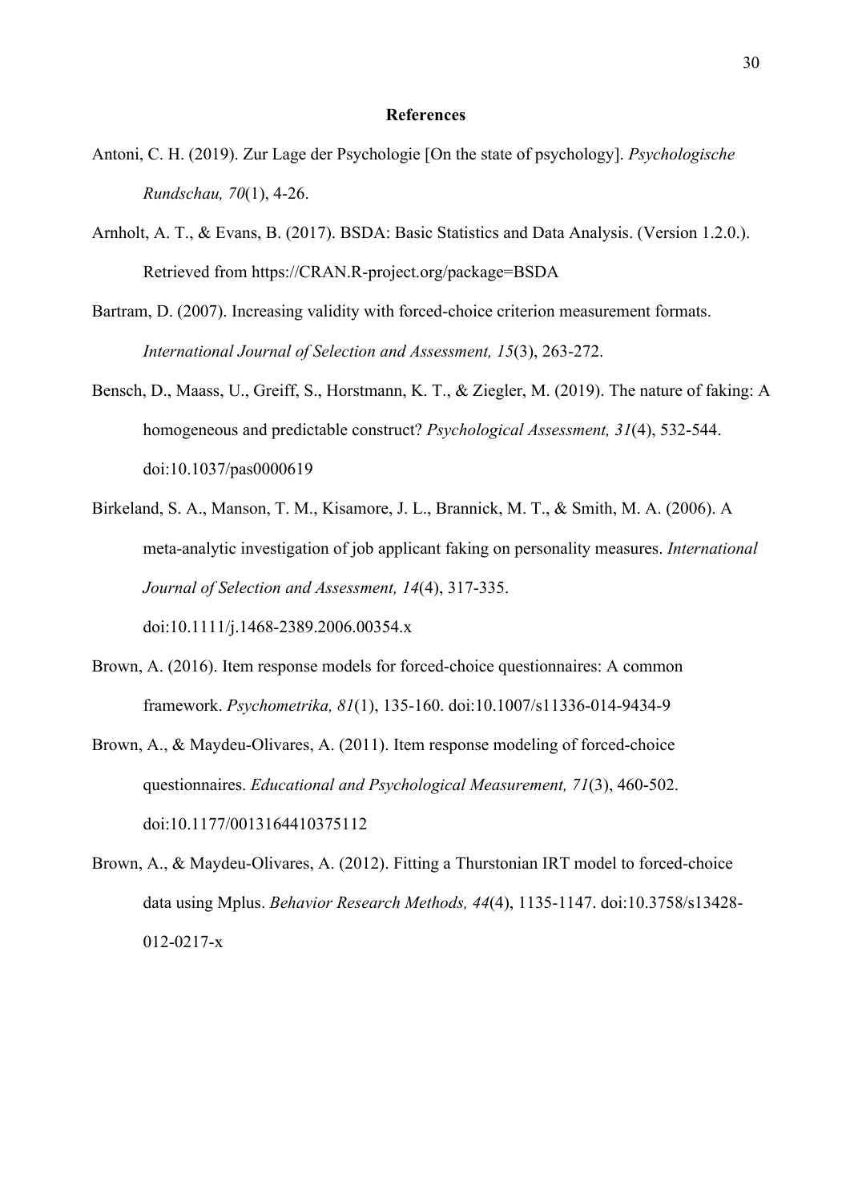# References

Antoni, C. H. (2019). Zur Lage der Psychologie [On the state of psychology]. *Psychologische Rundschau, 70*(1), 4-26.

Arnholt, A. T., & Evans, B. (2017). BSDA: Basic Statistics and Data Analysis. (Version 1.2.0.). Retrieved from https://CRAN.R-project.org/package=BSDA

Bartram, D. (2007). Increasing validity with forced-choice criterion measurement formats. *International Journal of Selection and Assessment, 15*(3), 263-272.

Bensch, D., Maass, U., Greiff, S., Horstmann, K. T., & Ziegler, M. (2019). The nature of faking: A homogeneous and predictable construct? *Psychological Assessment, 31*(4), 532-544. doi:10.1037/pas0000619

Birkeland, S. A., Manson, T. M., Kisamore, J. L., Brannick, M. T., & Smith, M. A. (2006). A meta-analytic investigation of job applicant faking on personality measures. *International Journal of Selection and Assessment, 14*(4), 317-335. doi:10.1111/j.1468-2389.2006.00354.x

Brown, A. (2016). Item response models for forced-choice questionnaires: A common framework. *Psychometrika, 81*(1), 135-160. doi:10.1007/s11336-014-9434-9

Brown, A., & Maydeu-Olivares, A. (2011). Item response modeling of forced-choice questionnaires. *Educational and Psychological Measurement, 71*(3), 460-502. doi:10.1177/0013164410375112

Brown, A., & Maydeu-Olivares, A. (2012). Fitting a Thurstonian IRT model to forced-choice data using Mplus. *Behavior Research Methods, 44*(4), 1135-1147. doi:10.3758/s13428-012-0217-x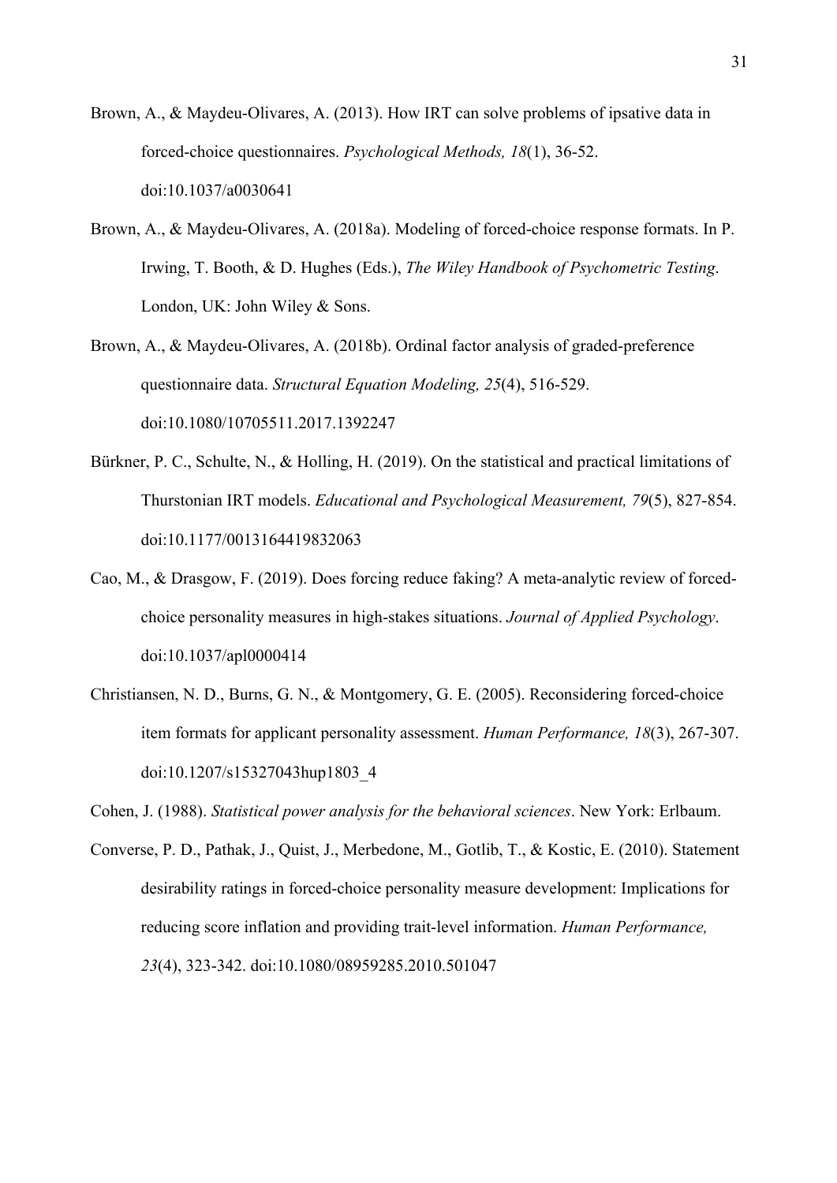Brown, A., & Maydeu-Olivares, A. (2013). How IRT can solve problems of ipsative data in forced-choice questionnaires. *Psychological Methods, 18*(1), 36-52. doi:10.1037/a0030641

Brown, A., & Maydeu-Olivares, A. (2018a). Modeling of forced-choice response formats. In P. Irwing, T. Booth, & D. Hughes (Eds.), *The Wiley Handbook of Psychometric Testing*. London, UK: John Wiley & Sons.

Brown, A., & Maydeu-Olivares, A. (2018b). Ordinal factor analysis of graded-preference questionnaire data. *Structural Equation Modeling, 25*(4), 516-529. doi:10.1080/10705511.2017.1392247

Bürkner, P. C., Schulte, N., & Holling, H. (2019). On the statistical and practical limitations of Thurstonian IRT models. *Educational and Psychological Measurement, 79*(5), 827-854. doi:10.1177/0013164419832063

Cao, M., & Drasgow, F. (2019). Does forcing reduce faking? A meta-analytic review of forced-choice personality measures in high-stakes situations. *Journal of Applied Psychology*. doi:10.1037/apl0000414

Christiansen, N. D., Burns, G. N., & Montgomery, G. E. (2005). Reconsidering forced-choice item formats for applicant personality assessment. *Human Performance, 18*(3), 267-307. doi:10.1207/s15327043hup1803_4

Cohen, J. (1988). *Statistical power analysis for the behavioral sciences*. New York: Erlbaum.

Converse, P. D., Pathak, J., Quist, J., Merbedone, M., Gotlib, T., & Kostic, E. (2010). Statement desirability ratings in forced-choice personality measure development: Implications for reducing score inflation and providing trait-level information. *Human Performance, 23*(4), 323-342. doi:10.1080/08959285.2010.501047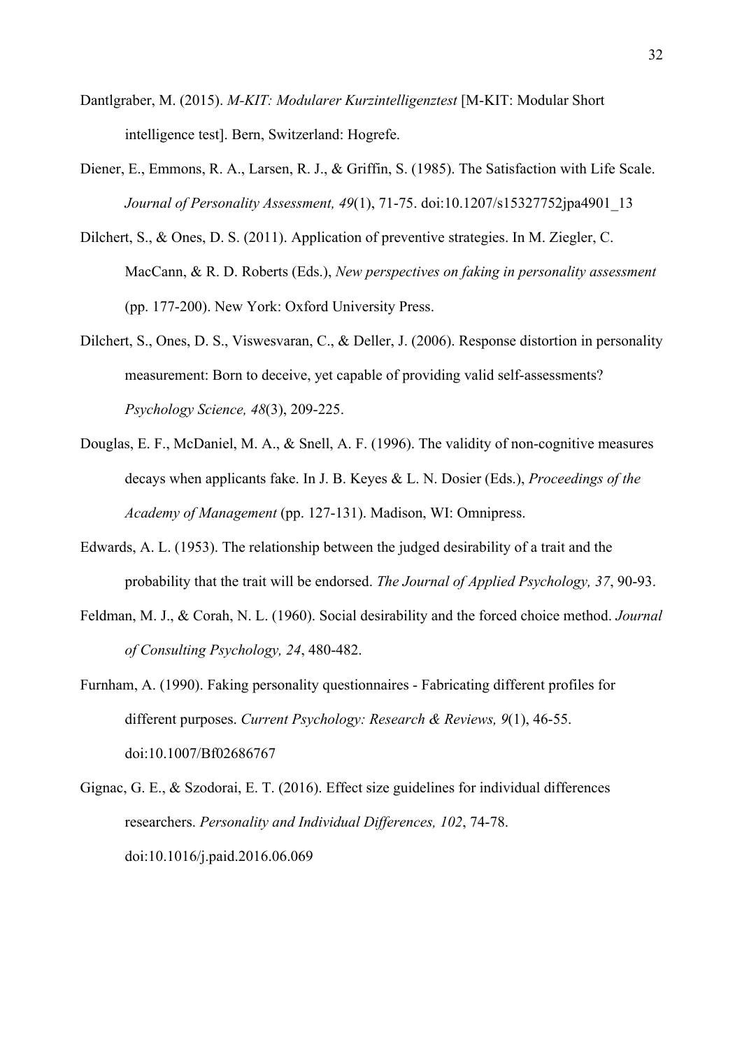Dantlgraber, M. (2015). *M-KIT: Modularer Kurzintelligenztest* [M-KIT: Modular Short intelligence test]. Bern, Switzerland: Hogrefe.

Diener, E., Emmons, R. A., Larsen, R. J., & Griffin, S. (1985). The Satisfaction with Life Scale. *Journal of Personality Assessment, 49*(1), 71-75. doi:10.1207/s15327752jpa4901_13

Dilchert, S., & Ones, D. S. (2011). Application of preventive strategies. In M. Ziegler, C. MacCann, & R. D. Roberts (Eds.), *New perspectives on faking in personality assessment* (pp. 177-200). New York: Oxford University Press.

Dilchert, S., Ones, D. S., Viswesvaran, C., & Deller, J. (2006). Response distortion in personality measurement: Born to deceive, yet capable of providing valid self-assessments? *Psychology Science, 48*(3), 209-225.

Douglas, E. F., McDaniel, M. A., & Snell, A. F. (1996). The validity of non-cognitive measures decays when applicants fake. In J. B. Keyes & L. N. Dosier (Eds.), *Proceedings of the Academy of Management* (pp. 127-131). Madison, WI: Omnipress.

Edwards, A. L. (1953). The relationship between the judged desirability of a trait and the probability that the trait will be endorsed. *The Journal of Applied Psychology, 37*, 90-93.

Feldman, M. J., & Corah, N. L. (1960). Social desirability and the forced choice method. *Journal of Consulting Psychology, 24*, 480-482.

Furnham, A. (1990). Faking personality questionnaires - Fabricating different profiles for different purposes. *Current Psychology: Research & Reviews, 9*(1), 46-55. doi:10.1007/Bf02686767

Gignac, G. E., & Szodorai, E. T. (2016). Effect size guidelines for individual differences researchers. *Personality and Individual Differences, 102*, 74-78. doi:10.1016/j.paid.2016.06.069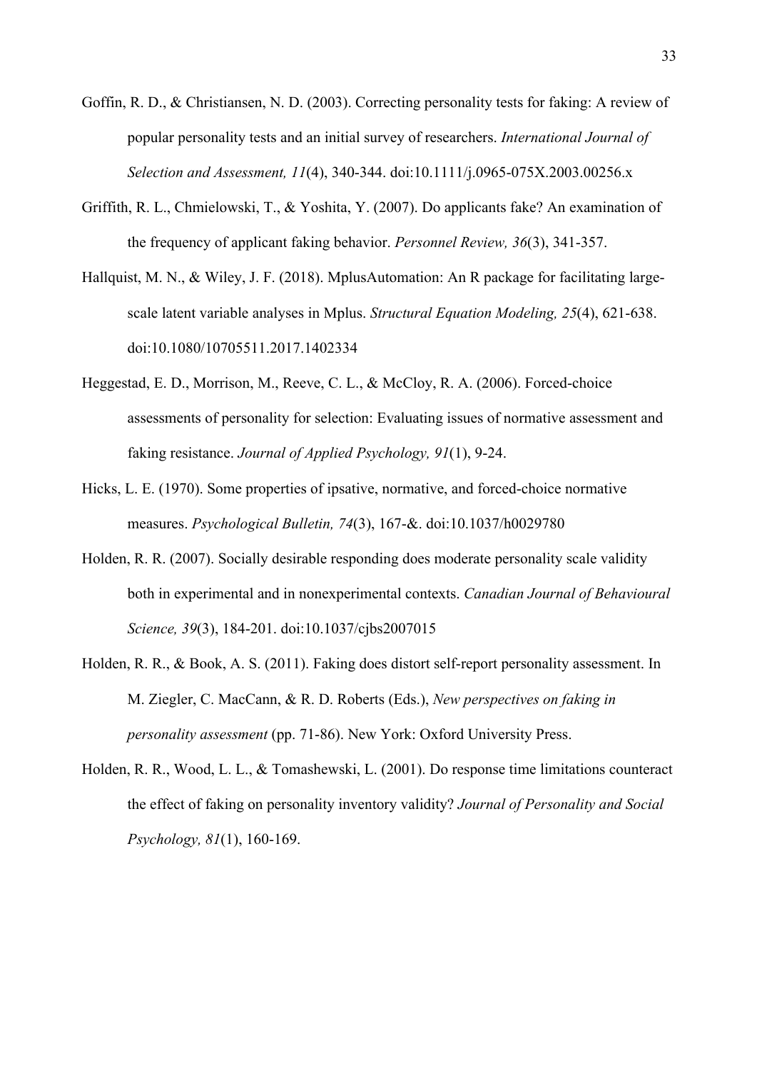Goffin, R. D., & Christiansen, N. D. (2003). Correcting personality tests for faking: A review of popular personality tests and an initial survey of researchers. *International Journal of Selection and Assessment, 11*(4), 340-344. doi:10.1111/j.0965-075X.2003.00256.x

Griffith, R. L., Chmielowski, T., & Yoshita, Y. (2007). Do applicants fake? An examination of the frequency of applicant faking behavior. *Personnel Review, 36*(3), 341-357.

Hallquist, M. N., & Wiley, J. F. (2018). MplusAutomation: An R package for facilitating large-scale latent variable analyses in Mplus. *Structural Equation Modeling, 25*(4), 621-638. doi:10.1080/10705511.2017.1402334

Heggestad, E. D., Morrison, M., Reeve, C. L., & McCloy, R. A. (2006). Forced-choice assessments of personality for selection: Evaluating issues of normative assessment and faking resistance. *Journal of Applied Psychology, 91*(1), 9-24.

Hicks, L. E. (1970). Some properties of ipsative, normative, and forced-choice normative measures. *Psychological Bulletin, 74*(3), 167-&. doi:10.1037/h0029780

Holden, R. R. (2007). Socially desirable responding does moderate personality scale validity both in experimental and in nonexperimental contexts. *Canadian Journal of Behavioural Science, 39*(3), 184-201. doi:10.1037/cjbs2007015

Holden, R. R., & Book, A. S. (2011). Faking does distort self-report personality assessment. In M. Ziegler, C. MacCann, & R. D. Roberts (Eds.), *New perspectives on faking in personality assessment* (pp. 71-86). New York: Oxford University Press.

Holden, R. R., Wood, L. L., & Tomashewski, L. (2001). Do response time limitations counteract the effect of faking on personality inventory validity? *Journal of Personality and Social Psychology, 81*(1), 160-169.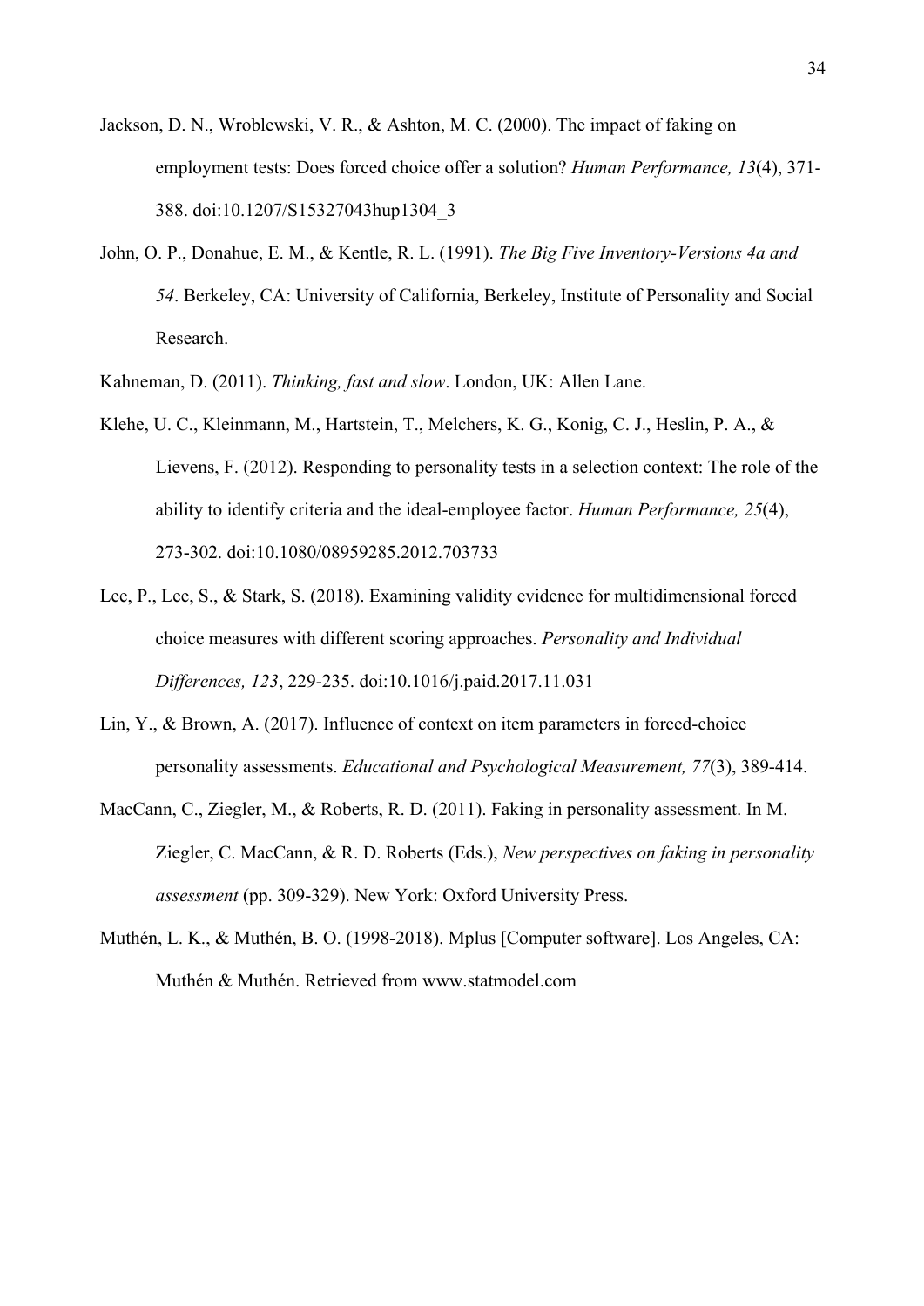Jackson, D. N., Wroblewski, V. R., & Ashton, M. C. (2000). The impact of faking on employment tests: Does forced choice offer a solution? *Human Performance, 13*(4), 371-388. doi:10.1207/S15327043hup1304_3

John, O. P., Donahue, E. M., & Kentle, R. L. (1991). *The Big Five Inventory-Versions 4a and 54*. Berkeley, CA: University of California, Berkeley, Institute of Personality and Social Research.

Kahneman, D. (2011). *Thinking, fast and slow*. London, UK: Allen Lane.

Klehe, U. C., Kleinmann, M., Hartstein, T., Melchers, K. G., Konig, C. J., Heslin, P. A., & Lievens, F. (2012). Responding to personality tests in a selection context: The role of the ability to identify criteria and the ideal-employee factor. *Human Performance, 25*(4), 273-302. doi:10.1080/08959285.2012.703733

Lee, P., Lee, S., & Stark, S. (2018). Examining validity evidence for multidimensional forced choice measures with different scoring approaches. *Personality and Individual Differences, 123*, 229-235. doi:10.1016/j.paid.2017.11.031

Lin, Y., & Brown, A. (2017). Influence of context on item parameters in forced-choice personality assessments. *Educational and Psychological Measurement, 77*(3), 389-414.

MacCann, C., Ziegler, M., & Roberts, R. D. (2011). Faking in personality assessment. In M. Ziegler, C. MacCann, & R. D. Roberts (Eds.), *New perspectives on faking in personality assessment* (pp. 309-329). New York: Oxford University Press.

Muthén, L. K., & Muthén, B. O. (1998-2018). Mplus [Computer software]. Los Angeles, CA: Muthén & Muthén. Retrieved from www.statmodel.com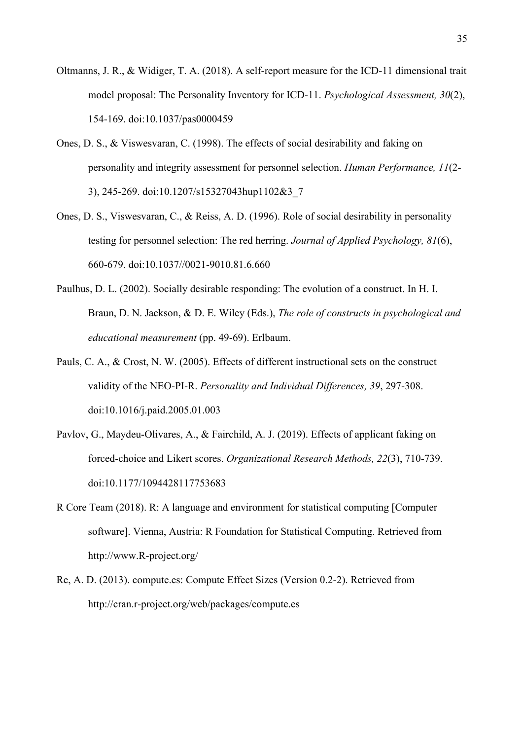Oltmanns, J. R., & Widiger, T. A. (2018). A self-report measure for the ICD-11 dimensional trait model proposal: The Personality Inventory for ICD-11. *Psychological Assessment, 30*(2), 154-169. doi:10.1037/pas0000459

Ones, D. S., & Viswesvaran, C. (1998). The effects of social desirability and faking on personality and integrity assessment for personnel selection. *Human Performance, 11*(2-3), 245-269. doi:10.1207/s15327043hup1102&3_7

Ones, D. S., Viswesvaran, C., & Reiss, A. D. (1996). Role of social desirability in personality testing for personnel selection: The red herring. *Journal of Applied Psychology, 81*(6), 660-679. doi:10.1037//0021-9010.81.6.660

Paulhus, D. L. (2002). Socially desirable responding: The evolution of a construct. In H. I. Braun, D. N. Jackson, & D. E. Wiley (Eds.), *The role of constructs in psychological and educational measurement* (pp. 49-69). Erlbaum.

Pauls, C. A., & Crost, N. W. (2005). Effects of different instructional sets on the construct validity of the NEO-PI-R. *Personality and Individual Differences, 39*, 297-308. doi:10.1016/j.paid.2005.01.003

Pavlov, G., Maydeu-Olivares, A., & Fairchild, A. J. (2019). Effects of applicant faking on forced-choice and Likert scores. *Organizational Research Methods, 22*(3), 710-739. doi:10.1177/1094428117753683

R Core Team (2018). R: A language and environment for statistical computing [Computer software]. Vienna, Austria: R Foundation for Statistical Computing. Retrieved from http://www.R-project.org/

Re, A. D. (2013). compute.es: Compute Effect Sizes (Version 0.2-2). Retrieved from http://cran.r-project.org/web/packages/compute.es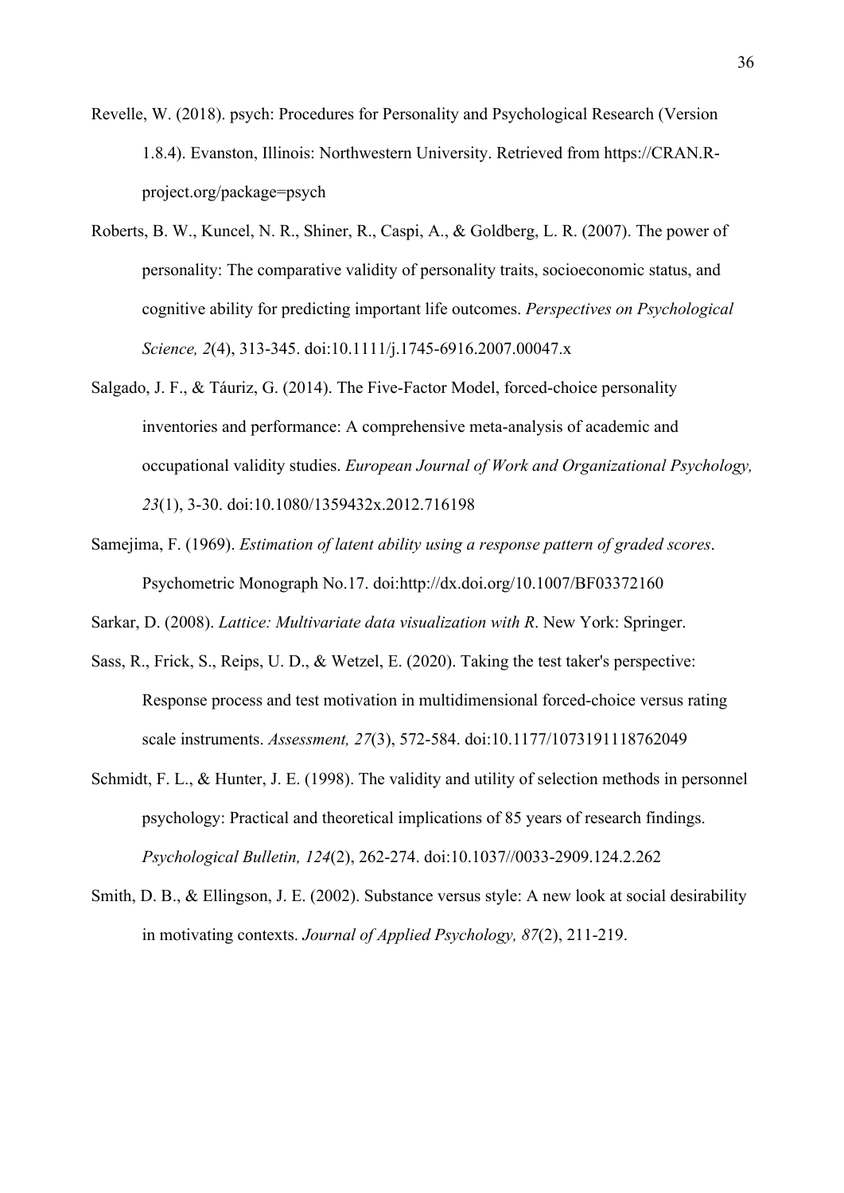Revelle, W. (2018). psych: Procedures for Personality and Psychological Research (Version 1.8.4). Evanston, Illinois: Northwestern University. Retrieved from https://CRAN.R-project.org/package=psych

Roberts, B. W., Kuncel, N. R., Shiner, R., Caspi, A., & Goldberg, L. R. (2007). The power of personality: The comparative validity of personality traits, socioeconomic status, and cognitive ability for predicting important life outcomes. *Perspectives on Psychological Science, 2*(4), 313-345. doi:10.1111/j.1745-6916.2007.00047.x

Salgado, J. F., & Táuriz, G. (2014). The Five-Factor Model, forced-choice personality inventories and performance: A comprehensive meta-analysis of academic and occupational validity studies. *European Journal of Work and Organizational Psychology, 23*(1), 3-30. doi:10.1080/1359432x.2012.716198

Samejima, F. (1969). *Estimation of latent ability using a response pattern of graded scores*. Psychometric Monograph No.17. doi:http://dx.doi.org/10.1007/BF03372160

Sarkar, D. (2008). *Lattice: Multivariate data visualization with R*. New York: Springer.

Sass, R., Frick, S., Reips, U. D., & Wetzel, E. (2020). Taking the test taker's perspective: Response process and test motivation in multidimensional forced-choice versus rating scale instruments. *Assessment, 27*(3), 572-584. doi:10.1177/1073191118762049

Schmidt, F. L., & Hunter, J. E. (1998). The validity and utility of selection methods in personnel psychology: Practical and theoretical implications of 85 years of research findings. *Psychological Bulletin, 124*(2), 262-274. doi:10.1037//0033-2909.124.2.262

Smith, D. B., & Ellingson, J. E. (2002). Substance versus style: A new look at social desirability in motivating contexts. *Journal of Applied Psychology, 87*(2), 211-219.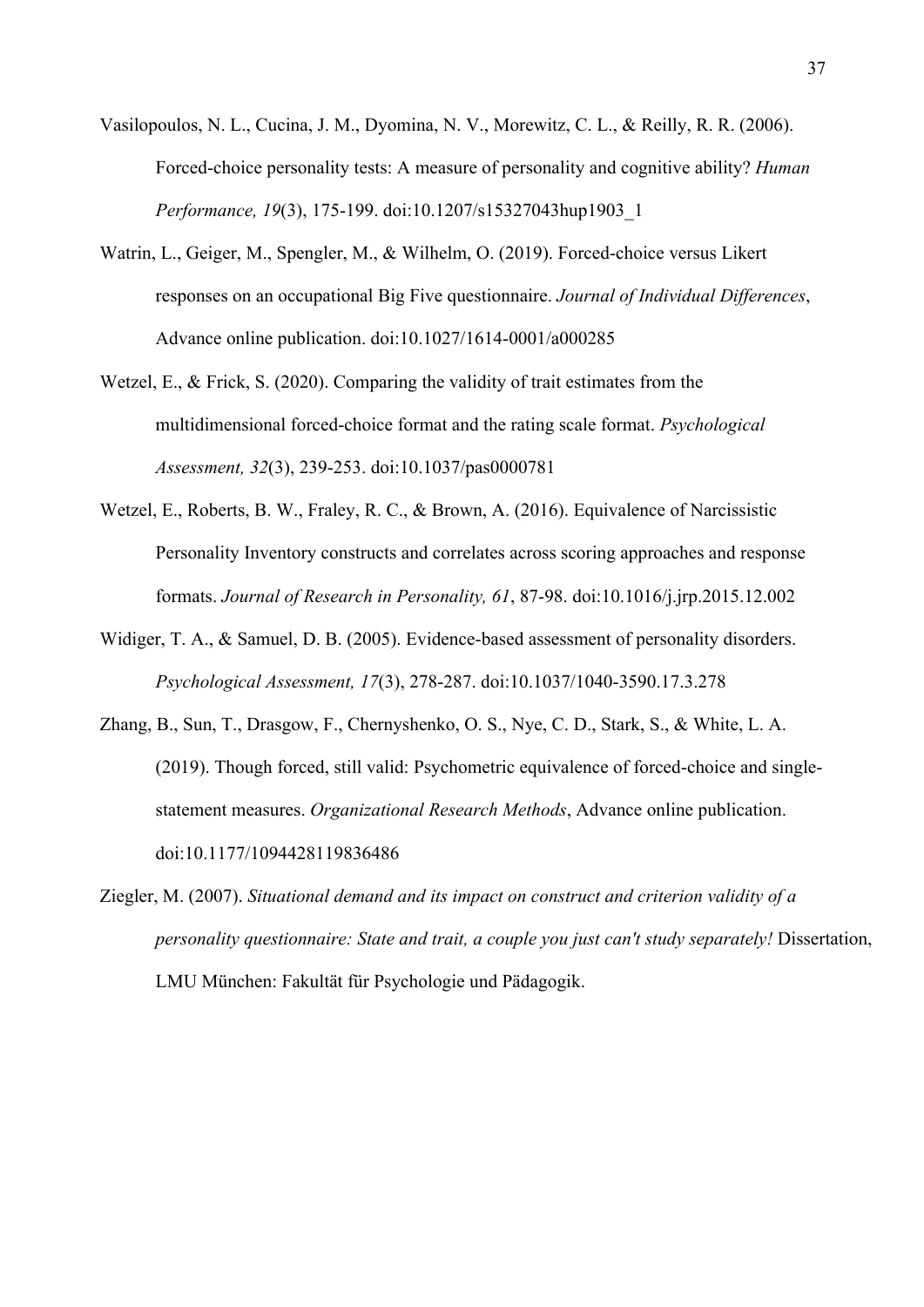Vasilopoulos, N. L., Cucina, J. M., Dyomina, N. V., Morewitz, C. L., & Reilly, R. R. (2006). Forced-choice personality tests: A measure of personality and cognitive ability? *Human Performance, 19*(3), 175-199. doi:10.1207/s15327043hup1903_1

Watrin, L., Geiger, M., Spengler, M., & Wilhelm, O. (2019). Forced-choice versus Likert responses on an occupational Big Five questionnaire. *Journal of Individual Differences*, Advance online publication. doi:10.1027/1614-0001/a000285

Wetzel, E., & Frick, S. (2020). Comparing the validity of trait estimates from the multidimensional forced-choice format and the rating scale format. *Psychological Assessment, 32*(3), 239-253. doi:10.1037/pas0000781

Wetzel, E., Roberts, B. W., Fraley, R. C., & Brown, A. (2016). Equivalence of Narcissistic Personality Inventory constructs and correlates across scoring approaches and response formats. *Journal of Research in Personality, 61*, 87-98. doi:10.1016/j.jrp.2015.12.002

Widiger, T. A., & Samuel, D. B. (2005). Evidence-based assessment of personality disorders. *Psychological Assessment, 17*(3), 278-287. doi:10.1037/1040-3590.17.3.278

Zhang, B., Sun, T., Drasgow, F., Chernyshenko, O. S., Nye, C. D., Stark, S., & White, L. A. (2019). Though forced, still valid: Psychometric equivalence of forced-choice and single-statement measures. *Organizational Research Methods*, Advance online publication. doi:10.1177/1094428119836486

Ziegler, M. (2007). *Situational demand and its impact on construct and criterion validity of a personality questionnaire: State and trait, a couple you just can't study separately!* Dissertation, LMU München: Fakultät für Psychologie und Pädagogik.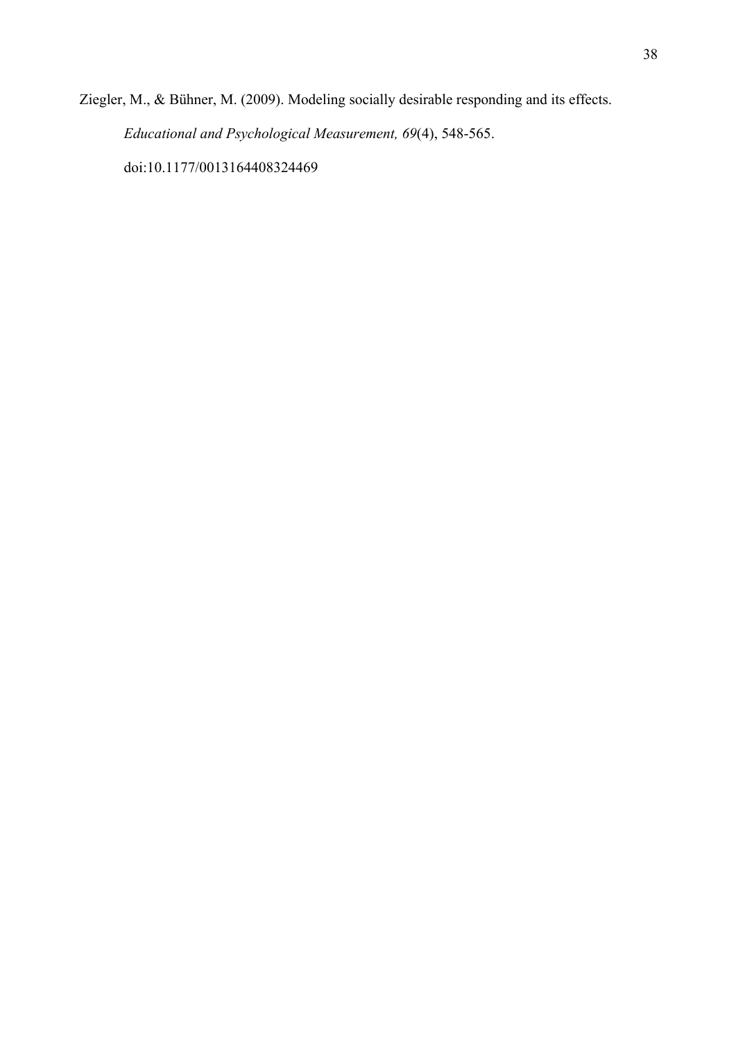Ziegler, M., & Bühner, M. (2009). Modeling socially desirable responding and its effects. *Educational and Psychological Measurement, 69*(4), 548-565. doi:10.1177/0013164408324469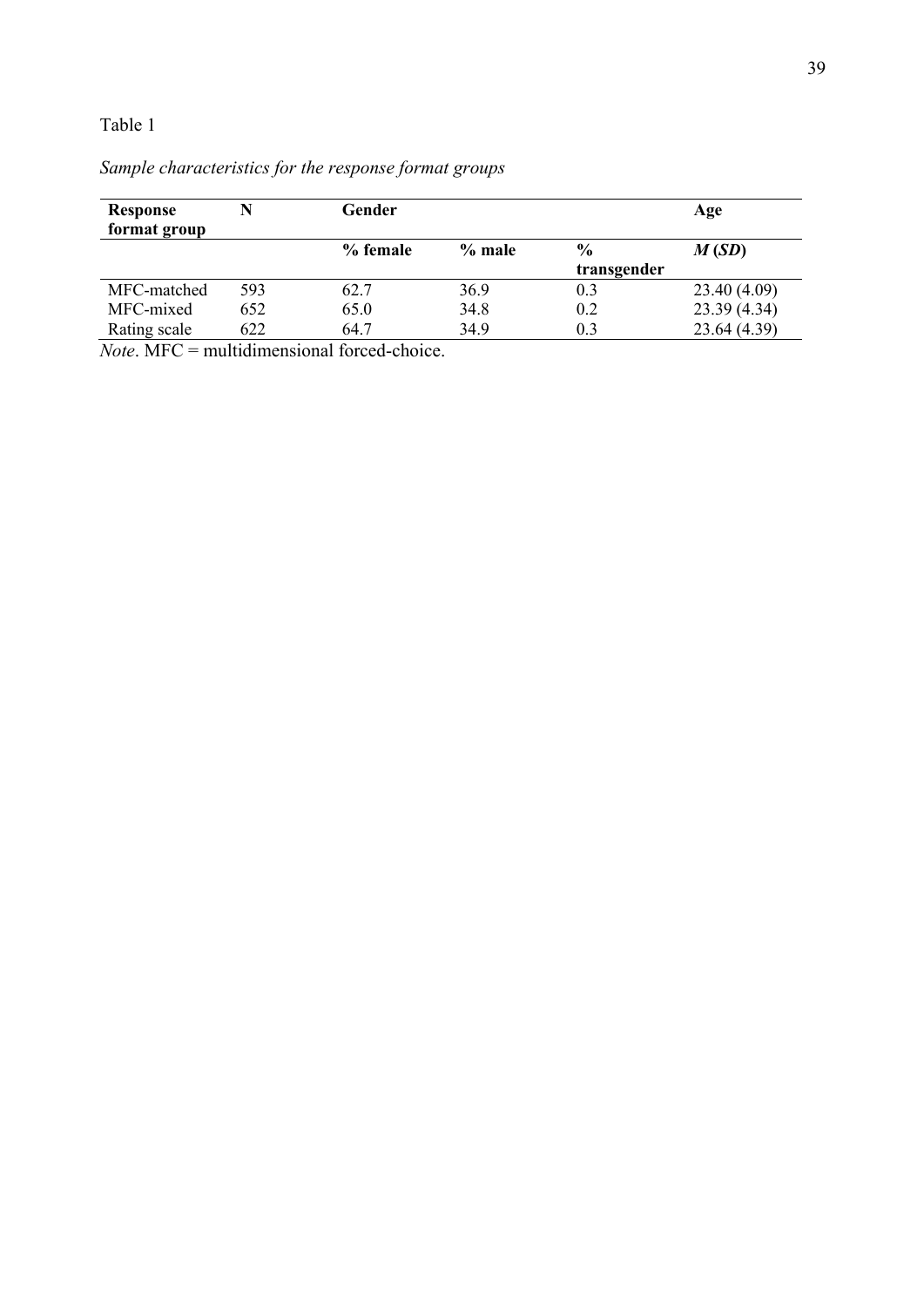Table 1

*Sample characteristics for the response format groups*

| **Response format group** | **N** | **Gender** | | | **Age** |
|---|---|---|---|---|---|
| | | **% female** | **% male** | **% transgender** | ***M* (*SD*)** |
| MFC-matched | 593 | 62.7 | 36.9 | 0.3 | 23.40 (4.09) |
| MFC-mixed | 652 | 65.0 | 34.8 | 0.2 | 23.39 (4.34) |
| Rating scale | 622 | 64.7 | 34.9 | 0.3 | 23.64 (4.39) |

*Note*. MFC = multidimensional forced-choice.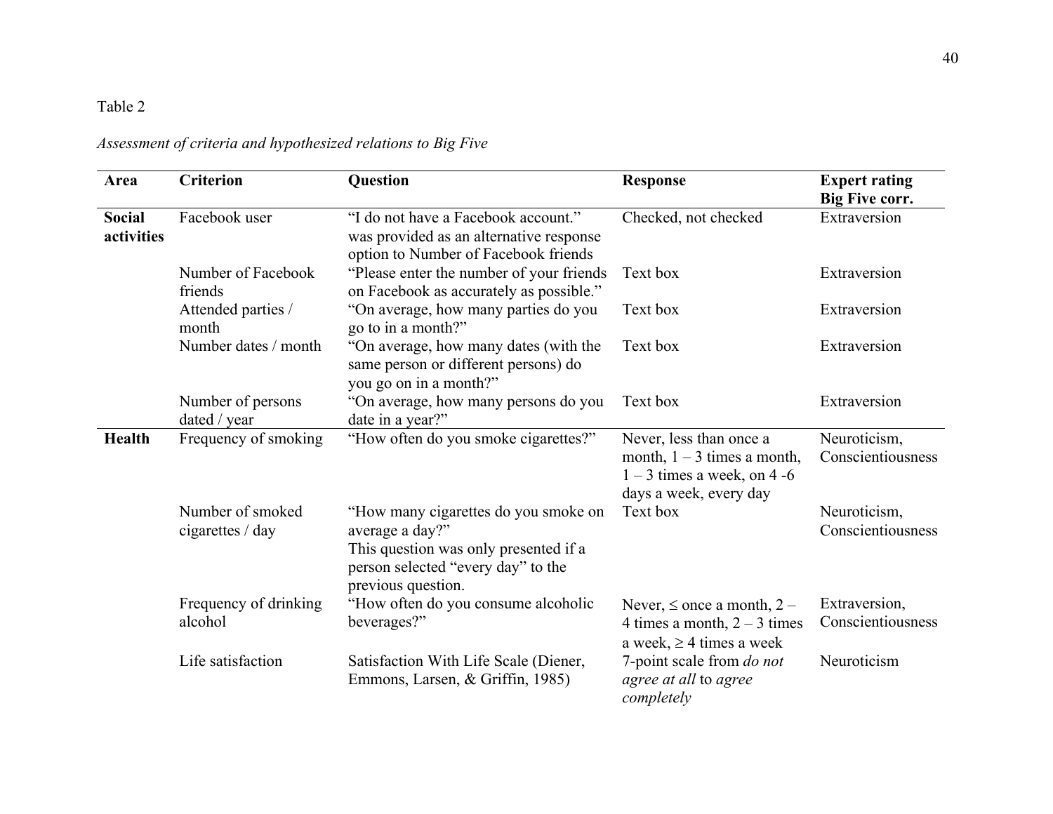Table 2

*Assessment of criteria and hypothesized relations to Big Five*

| Area | Criterion | Question | Response | Expert rating Big Five corr. |
|---|---|---|---|---|
| **Social activities** | Facebook user | "I do not have a Facebook account." was provided as an alternative response option to Number of Facebook friends | Checked, not checked | Extraversion |
| | Number of Facebook friends | "Please enter the number of your friends on Facebook as accurately as possible." | Text box | Extraversion |
| | Attended parties / month | "On average, how many parties do you go to in a month?" | Text box | Extraversion |
| | Number dates / month | "On average, how many dates (with the same person or different persons) do you go on in a month?" | Text box | Extraversion |
| | Number of persons dated / year | "On average, how many persons do you date in a year?" | Text box | Extraversion |
| **Health** | Frequency of smoking | "How often do you smoke cigarettes?" | Never, less than once a month, 1 – 3 times a month, 1 – 3 times a week, on 4 -6 days a week, every day | Neuroticism, Conscientiousness |
| | Number of smoked cigarettes / day | "How many cigarettes do you smoke on average a day?" This question was only presented if a person selected "every day" to the previous question. | Text box | Neuroticism, Conscientiousness |
| | Frequency of drinking alcohol | "How often do you consume alcoholic beverages?" | Never, ≤ once a month, 2 – 4 times a month, 2 – 3 times a week, ≥ 4 times a week | Extraversion, Conscientiousness |
| | Life satisfaction | Satisfaction With Life Scale (Diener, Emmons, Larsen, & Griffin, 1985) | 7-point scale from *do not agree at all* to *agree completely* | Neuroticism |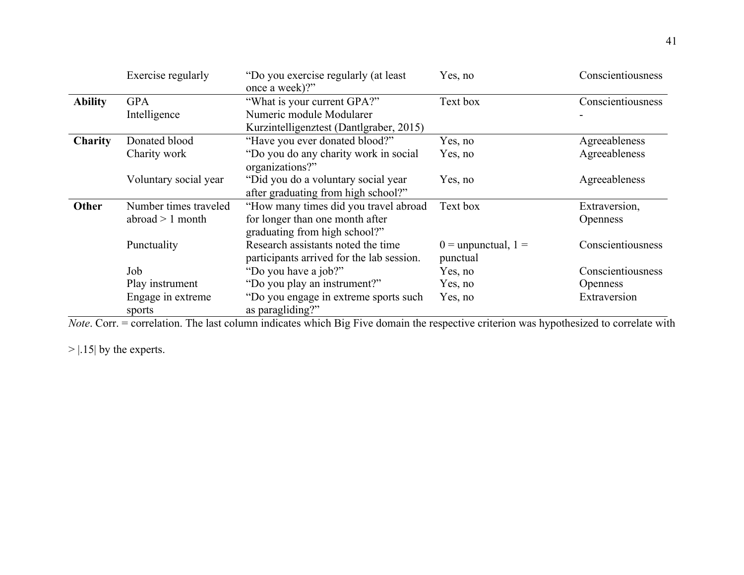| | | | | |
|---|---|---|---|---|
| | Exercise regularly | "Do you exercise regularly (at least once a week)?" | Yes, no | Conscientiousness |
| **Ability** | GPA | "What is your current GPA?" | Text box | Conscientiousness |
| | Intelligence | Numeric module Modularer Kurzintelligenztest (Dantlgraber, 2015) | | - |
| **Charity** | Donated blood | "Have you ever donated blood?" | Yes, no | Agreeableness |
| | Charity work | "Do you do any charity work in social organizations?" | Yes, no | Agreeableness |
| | Voluntary social year | "Did you do a voluntary social year after graduating from high school?" | Yes, no | Agreeableness |
| **Other** | Number times traveled abroad > 1 month | "How many times did you travel abroad for longer than one month after graduating from high school?" | Text box | Extraversion, Openness |
| | Punctuality | Research assistants noted the time participants arrived for the lab session. | 0 = unpunctual, 1 = punctual | Conscientiousness |
| | Job | "Do you have a job?" | Yes, no | Conscientiousness |
| | Play instrument | "Do you play an instrument?" | Yes, no | Openness |
| | Engage in extreme sports | "Do you engage in extreme sports such as paragliding?" | Yes, no | Extraversion |

*Note*. Corr. = correlation. The last column indicates which Big Five domain the respective criterion was hypothesized to correlate with > |.15| by the experts.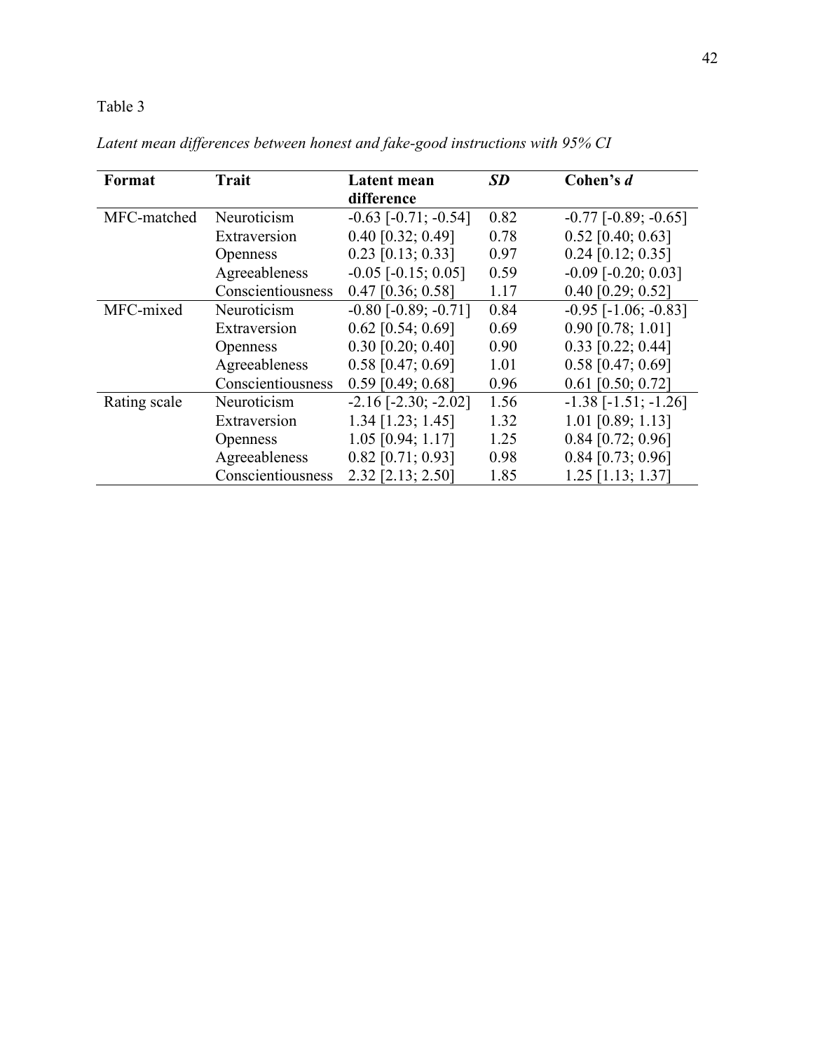Table 3

*Latent mean differences between honest and fake-good instructions with 95% CI*

| Format | Trait | Latent mean difference | *SD* | Cohen's *d* |
|---|---|---|---|---|
| MFC-matched | Neuroticism | -0.63 [-0.71; -0.54] | 0.82 | -0.77 [-0.89; -0.65] |
| | Extraversion | 0.40 [0.32; 0.49] | 0.78 | 0.52 [0.40; 0.63] |
| | Openness | 0.23 [0.13; 0.33] | 0.97 | 0.24 [0.12; 0.35] |
| | Agreeableness | -0.05 [-0.15; 0.05] | 0.59 | -0.09 [-0.20; 0.03] |
| | Conscientiousness | 0.47 [0.36; 0.58] | 1.17 | 0.40 [0.29; 0.52] |
| MFC-mixed | Neuroticism | -0.80 [-0.89; -0.71] | 0.84 | -0.95 [-1.06; -0.83] |
| | Extraversion | 0.62 [0.54; 0.69] | 0.69 | 0.90 [0.78; 1.01] |
| | Openness | 0.30 [0.20; 0.40] | 0.90 | 0.33 [0.22; 0.44] |
| | Agreeableness | 0.58 [0.47; 0.69] | 1.01 | 0.58 [0.47; 0.69] |
| | Conscientiousness | 0.59 [0.49; 0.68] | 0.96 | 0.61 [0.50; 0.72] |
| Rating scale | Neuroticism | -2.16 [-2.30; -2.02] | 1.56 | -1.38 [-1.51; -1.26] |
| | Extraversion | 1.34 [1.23; 1.45] | 1.32 | 1.01 [0.89; 1.13] |
| | Openness | 1.05 [0.94; 1.17] | 1.25 | 0.84 [0.72; 0.96] |
| | Agreeableness | 0.82 [0.71; 0.93] | 0.98 | 0.84 [0.73; 0.96] |
| | Conscientiousness | 2.32 [2.13; 2.50] | 1.85 | 1.25 [1.13; 1.37] |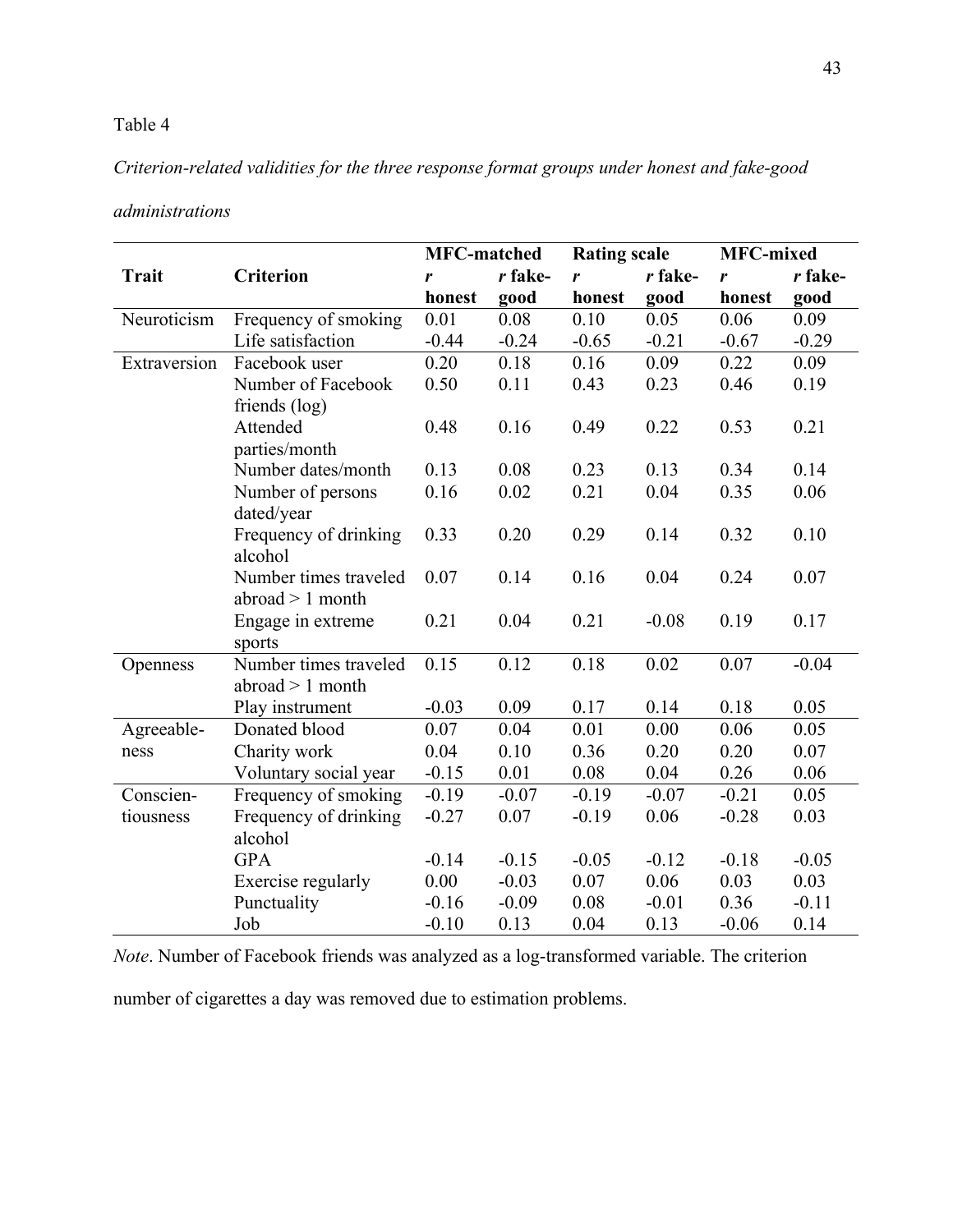Table 4

*Criterion-related validities for the three response format groups under honest and fake-good administrations*

| Trait | Criterion | MFC-matched | | Rating scale | | MFC-mixed | |
|---|---|---|---|---|---|---|---|
| | | *r* honest | *r* fake-good | *r* honest | *r* fake-good | *r* honest | *r* fake-good |
| Neuroticism | Frequency of smoking | 0.01 | 0.08 | 0.10 | 0.05 | 0.06 | 0.09 |
| | Life satisfaction | -0.44 | -0.24 | -0.65 | -0.21 | -0.67 | -0.29 |
| Extraversion | Facebook user | 0.20 | 0.18 | 0.16 | 0.09 | 0.22 | 0.09 |
| | Number of Facebook friends (log) | 0.50 | 0.11 | 0.43 | 0.23 | 0.46 | 0.19 |
| | Attended parties/month | 0.48 | 0.16 | 0.49 | 0.22 | 0.53 | 0.21 |
| | Number dates/month | 0.13 | 0.08 | 0.23 | 0.13 | 0.34 | 0.14 |
| | Number of persons dated/year | 0.16 | 0.02 | 0.21 | 0.04 | 0.35 | 0.06 |
| | Frequency of drinking alcohol | 0.33 | 0.20 | 0.29 | 0.14 | 0.32 | 0.10 |
| | Number times traveled abroad > 1 month | 0.07 | 0.14 | 0.16 | 0.04 | 0.24 | 0.07 |
| | Engage in extreme sports | 0.21 | 0.04 | 0.21 | -0.08 | 0.19 | 0.17 |
| Openness | Number times traveled abroad > 1 month | 0.15 | 0.12 | 0.18 | 0.02 | 0.07 | -0.04 |
| | Play instrument | -0.03 | 0.09 | 0.17 | 0.14 | 0.18 | 0.05 |
| Agreeableness | Donated blood | 0.07 | 0.04 | 0.01 | 0.00 | 0.06 | 0.05 |
| | Charity work | 0.04 | 0.10 | 0.36 | 0.20 | 0.20 | 0.07 |
| | Voluntary social year | -0.15 | 0.01 | 0.08 | 0.04 | 0.26 | 0.06 |
| Conscientiousness | Frequency of smoking | -0.19 | -0.07 | -0.19 | -0.07 | -0.21 | 0.05 |
| | Frequency of drinking alcohol | -0.27 | 0.07 | -0.19 | 0.06 | -0.28 | 0.03 |
| | GPA | -0.14 | -0.15 | -0.05 | -0.12 | -0.18 | -0.05 |
| | Exercise regularly | 0.00 | -0.03 | 0.07 | 0.06 | 0.03 | 0.03 |
| | Punctuality | -0.16 | -0.09 | 0.08 | -0.01 | 0.36 | -0.11 |
| | Job | -0.10 | 0.13 | 0.04 | 0.13 | -0.06 | 0.14 |

*Note*. Number of Facebook friends was analyzed as a log-transformed variable. The criterion number of cigarettes a day was removed due to estimation problems.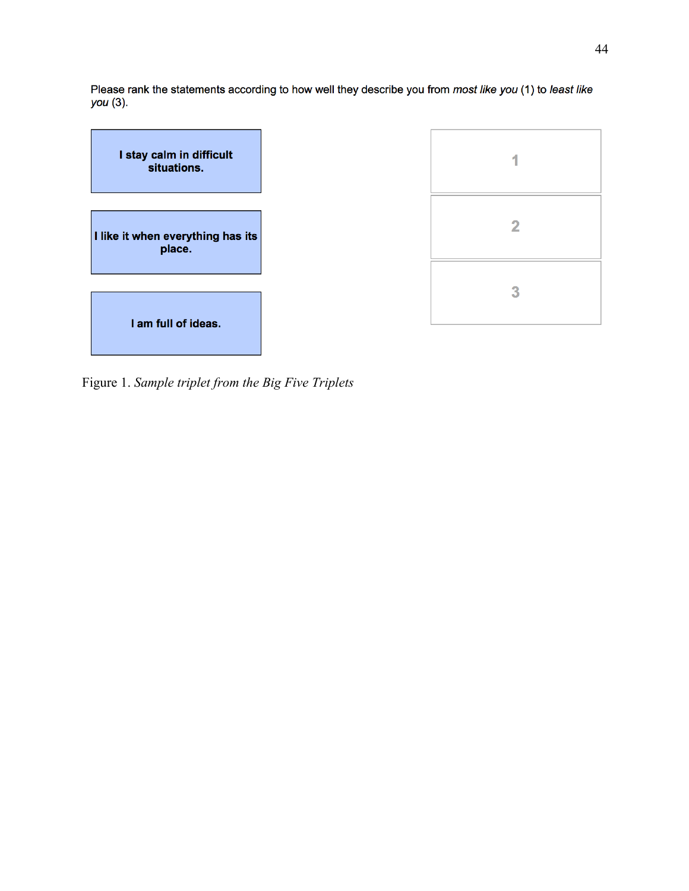Please rank the statements according to how well they describe you from *most like you* (1) to *least like you* (3).

| Statements | Rank |
|---|---|
| **I stay calm in difficult situations.** | 1 |
| **I like it when everything has its place.** | 2 |
| **I am full of ideas.** | 3 |

Figure 1. *Sample triplet from the Big Five Triplets*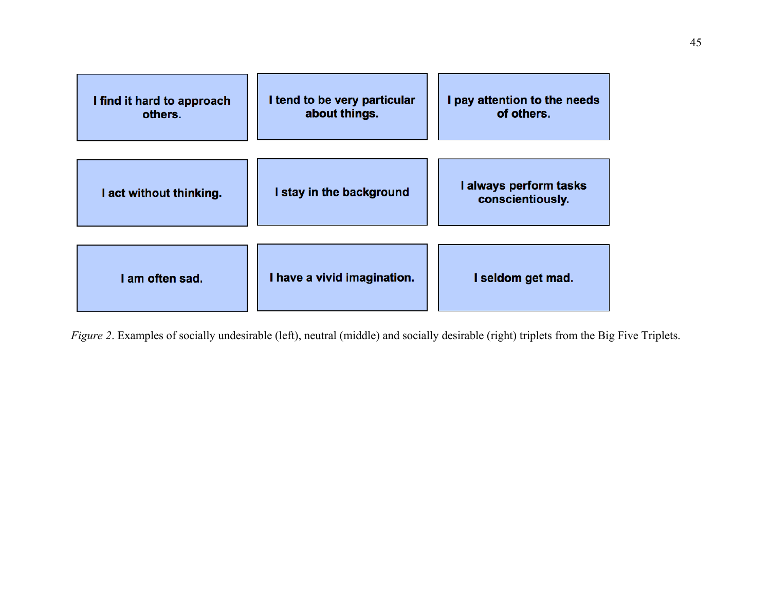| I find it hard to approach others. | I tend to be very particular about things. | I pay attention to the needs of others. |
| --- | --- | --- |
| I act without thinking. | I stay in the background | I always perform tasks conscientiously. |
| I am often sad. | I have a vivid imagination. | I seldom get mad. |

*Figure 2*. Examples of socially undesirable (left), neutral (middle) and socially desirable (right) triplets from the Big Five Triplets.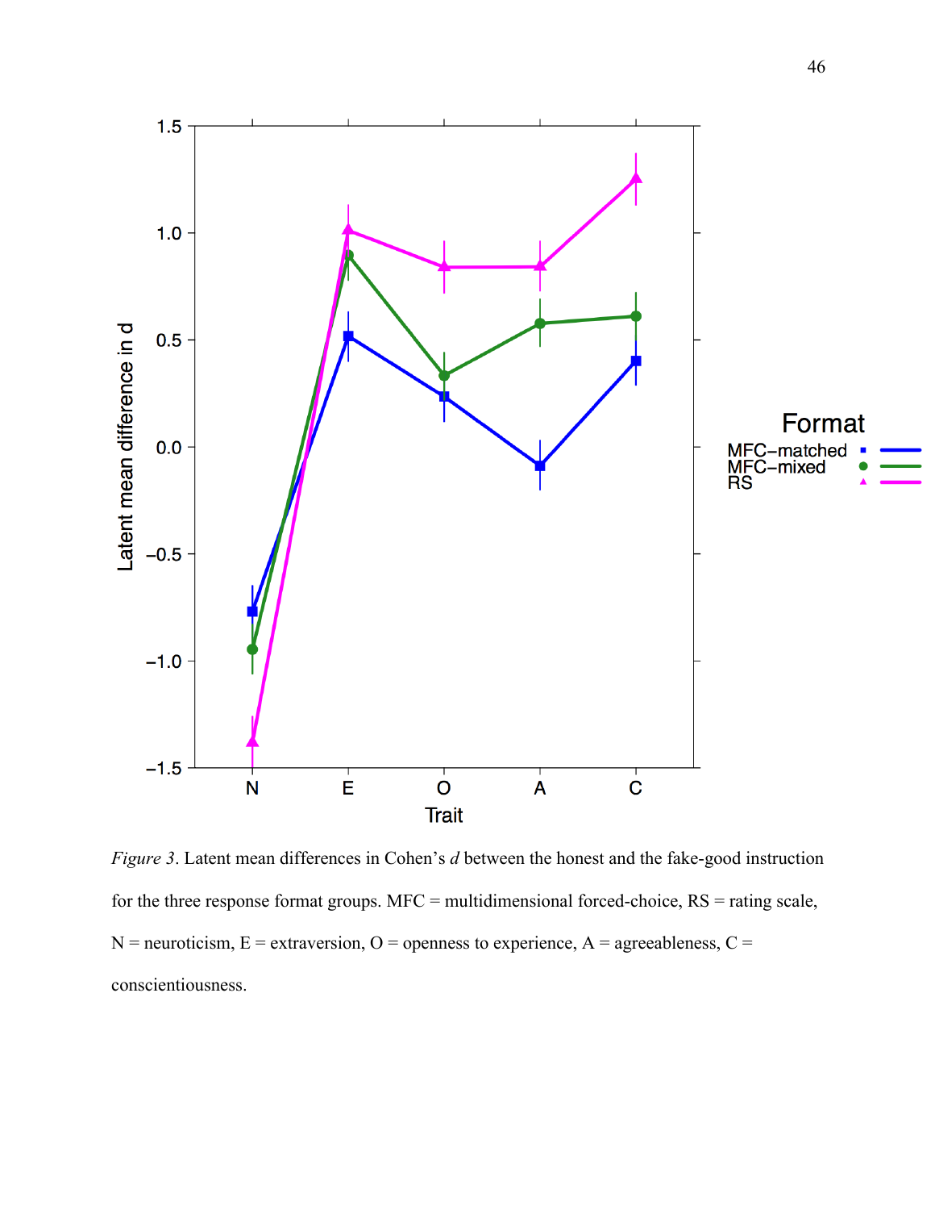1.5

1.0

0.5

0.0

−0.5

−1.0

−1.5

Latent mean difference in d

N E O A C

Trait

Format

MFC−matched

MFC−mixed

RS

*Figure 3*. Latent mean differences in Cohen's *d* between the honest and the fake-good instruction for the three response format groups. MFC = multidimensional forced-choice, RS = rating scale, N = neuroticism, E = extraversion, O = openness to experience, A = agreeableness, C = conscientiousness.